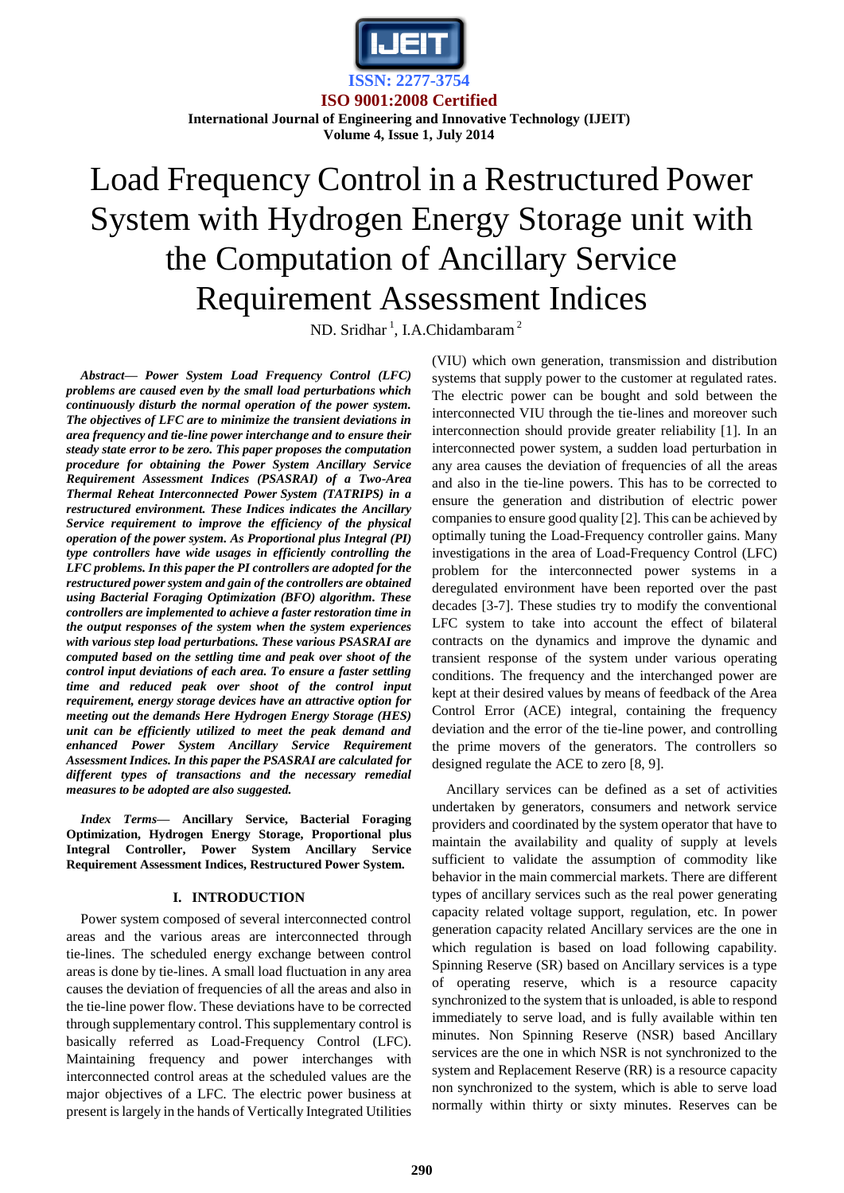ISSN: 2277-3754

ISO 9001:2008 Certified

International Journal of Engineering and Innovative Technology (IJEIT)

Volume 4, Issue 1, July 2014

# Load Frequency Control in a Restructured Power System with Hydrogen Energy Storage unit with the Computation of Ancillary Service Requirement Assessment Indices

ND. Sridhar [1], I.A.Chidambaram [2]

***Abstract— Power System Load Frequency Control (LFC) problems are caused even by the small load perturbations which continuously disturb the normal operation of the power system. The objectives of LFC are to minimize the transient deviations in area frequency and tie-line power interchange and to ensure their steady state error to be zero. This paper proposes the computation procedure for obtaining the Power System Ancillary Service Requirement Assessment Indices (PSASRAI) of a Two-Area Thermal Reheat Interconnected Power System (TATRIPS) in a restructured environment. These Indices indicates the Ancillary Service requirement to improve the efficiency of the physical operation of the power system. As Proportional plus Integral (PI) type controllers have wide usages in efficiently controlling the LFC problems. In this paper the PI controllers are adopted for the restructured power system and gain of the controllers are obtained using Bacterial Foraging Optimization (BFO) algorithm. These controllers are implemented to achieve a faster restoration time in the output responses of the system when the system experiences with various step load perturbations. These various PSASRAI are computed based on the settling time and peak over shoot of the control input deviations of each area. To ensure a faster settling time and reduced peak over shoot of the control input requirement, energy storage devices have an attractive option for meeting out the demands Here Hydrogen Energy Storage (HES) unit can be efficiently utilized to meet the peak demand and enhanced Power System Ancillary Service Requirement Assessment Indices. In this paper the PSASRAI are calculated for different types of transactions and the necessary remedial measures to be adopted are also suggested.***

***Index Terms—*** **Ancillary Service, Bacterial Foraging Optimization, Hydrogen Energy Storage, Proportional plus Integral Controller, Power System Ancillary Service Requirement Assessment Indices, Restructured Power System.**

## I. INTRODUCTION

Power system composed of several interconnected control areas and the various areas are interconnected through tie-lines. The scheduled energy exchange between control areas is done by tie-lines. A small load fluctuation in any area causes the deviation of frequencies of all the areas and also in the tie-line power flow. These deviations have to be corrected through supplementary control. This supplementary control is basically referred as Load-Frequency Control (LFC). Maintaining frequency and power interchanges with interconnected control areas at the scheduled values are the major objectives of a LFC. The electric power business at present is largely in the hands of Vertically Integrated Utilities (VIU) which own generation, transmission and distribution systems that supply power to the customer at regulated rates. The electric power can be bought and sold between the interconnected VIU through the tie-lines and moreover such interconnection should provide greater reliability [1]. In an interconnected power system, a sudden load perturbation in any area causes the deviation of frequencies of all the areas and also in the tie-line powers. This has to be corrected to ensure the generation and distribution of electric power companies to ensure good quality [2]. This can be achieved by optimally tuning the Load-Frequency controller gains. Many investigations in the area of Load-Frequency Control (LFC) problem for the interconnected power systems in a deregulated environment have been reported over the past decades [3-7]. These studies try to modify the conventional LFC system to take into account the effect of bilateral contracts on the dynamics and improve the dynamic and transient response of the system under various operating conditions. The frequency and the interchanged power are kept at their desired values by means of feedback of the Area Control Error (ACE) integral, containing the frequency deviation and the error of the tie-line power, and controlling the prime movers of the generators. The controllers so designed regulate the ACE to zero [8, 9].

Ancillary services can be defined as a set of activities undertaken by generators, consumers and network service providers and coordinated by the system operator that have to maintain the availability and quality of supply at levels sufficient to validate the assumption of commodity like behavior in the main commercial markets. There are different types of ancillary services such as the real power generating capacity related voltage support, regulation, etc. In power generation capacity related Ancillary services are the one in which regulation is based on load following capability. Spinning Reserve (SR) based on Ancillary services is a type of operating reserve, which is a resource capacity synchronized to the system that is unloaded, is able to respond immediately to serve load, and is fully available within ten minutes. Non Spinning Reserve (NSR) based Ancillary services are the one in which NSR is not synchronized to the system and Replacement Reserve (RR) is a resource capacity non synchronized to the system, which is able to serve load normally within thirty or sixty minutes. Reserves can be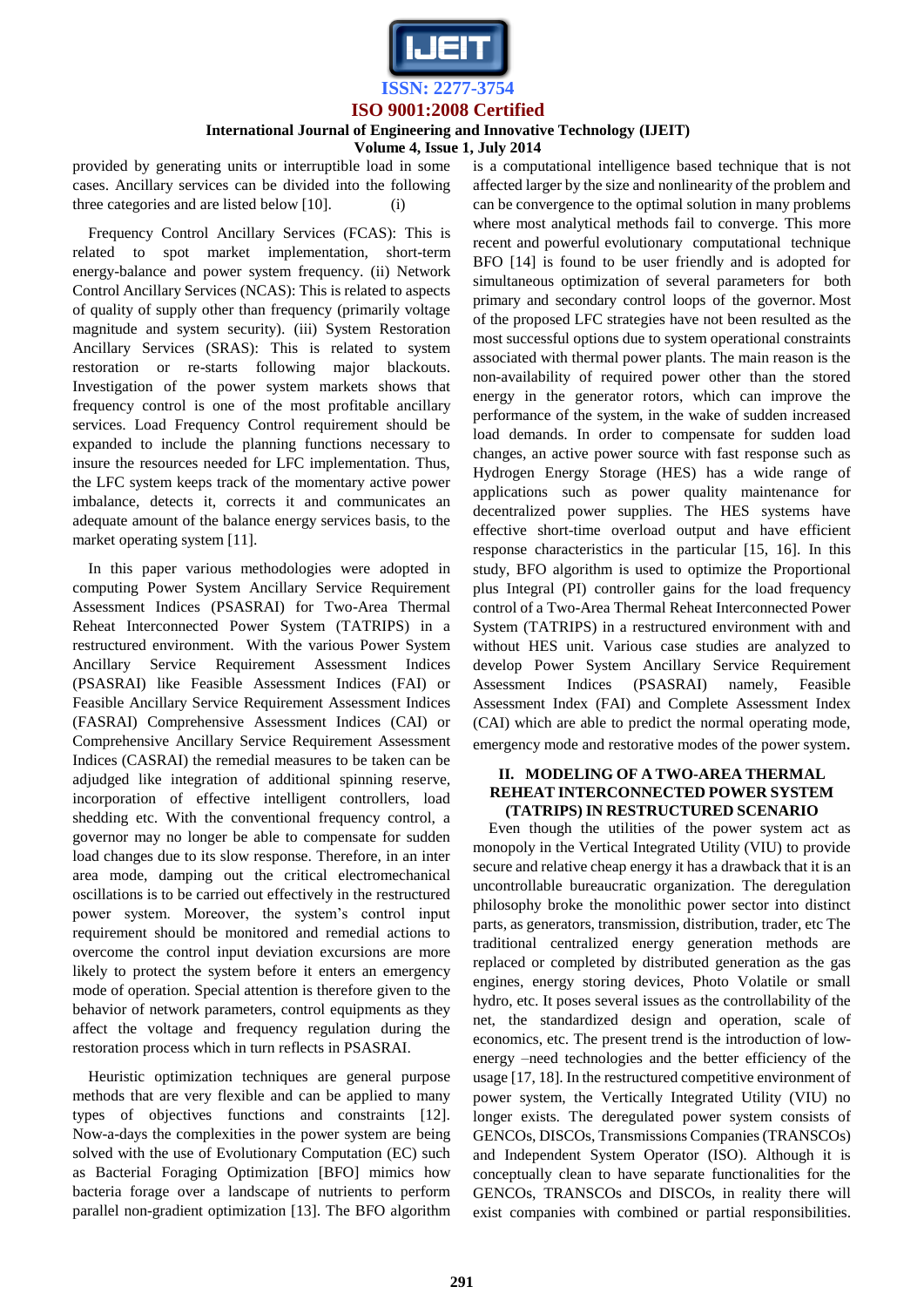provided by generating units or interruptible load in some cases. Ancillary services can be divided into the following three categories and are listed below [10]. (i)

Frequency Control Ancillary Services (FCAS): This is related to spot market implementation, short-term energy-balance and power system frequency. (ii) Network Control Ancillary Services (NCAS): This is related to aspects of quality of supply other than frequency (primarily voltage magnitude and system security). (iii) System Restoration Ancillary Services (SRAS): This is related to system restoration or re-starts following major blackouts. Investigation of the power system markets shows that frequency control is one of the most profitable ancillary services. Load Frequency Control requirement should be expanded to include the planning functions necessary to insure the resources needed for LFC implementation. Thus, the LFC system keeps track of the momentary active power imbalance, detects it, corrects it and communicates an adequate amount of the balance energy services basis, to the market operating system [11].

In this paper various methodologies were adopted in computing Power System Ancillary Service Requirement Assessment Indices (PSASRAI) for Two-Area Thermal Reheat Interconnected Power System (TATRIPS) in a restructured environment. With the various Power System Ancillary Service Requirement Assessment Indices (PSASRAI) like Feasible Assessment Indices (FAI) or Feasible Ancillary Service Requirement Assessment Indices (FASRAI) Comprehensive Assessment Indices (CAI) or Comprehensive Ancillary Service Requirement Assessment Indices (CASRAI) the remedial measures to be taken can be adjudged like integration of additional spinning reserve, incorporation of effective intelligent controllers, load shedding etc. With the conventional frequency control, a governor may no longer be able to compensate for sudden load changes due to its slow response. Therefore, in an inter area mode, damping out the critical electromechanical oscillations is to be carried out effectively in the restructured power system. Moreover, the system's control input requirement should be monitored and remedial actions to overcome the control input deviation excursions are more likely to protect the system before it enters an emergency mode of operation. Special attention is therefore given to the behavior of network parameters, control equipments as they affect the voltage and frequency regulation during the restoration process which in turn reflects in PSASRAI.

Heuristic optimization techniques are general purpose methods that are very flexible and can be applied to many types of objectives functions and constraints [12]. Now-a-days the complexities in the power system are being solved with the use of Evolutionary Computation (EC) such as Bacterial Foraging Optimization [BFO] mimics how bacteria forage over a landscape of nutrients to perform parallel non-gradient optimization [13]. The BFO algorithm is a computational intelligence based technique that is not affected larger by the size and nonlinearity of the problem and can be convergence to the optimal solution in many problems where most analytical methods fail to converge. This more recent and powerful evolutionary computational technique BFO [14] is found to be user friendly and is adopted for simultaneous optimization of several parameters for both primary and secondary control loops of the governor. Most of the proposed LFC strategies have not been resulted as the most successful options due to system operational constraints associated with thermal power plants. The main reason is the non-availability of required power other than the stored energy in the generator rotors, which can improve the performance of the system, in the wake of sudden increased load demands. In order to compensate for sudden load changes, an active power source with fast response such as Hydrogen Energy Storage (HES) has a wide range of applications such as power quality maintenance for decentralized power supplies. The HES systems have effective short-time overload output and have efficient response characteristics in the particular [15, 16]. In this study, BFO algorithm is used to optimize the Proportional plus Integral (PI) controller gains for the load frequency control of a Two-Area Thermal Reheat Interconnected Power System (TATRIPS) in a restructured environment with and without HES unit. Various case studies are analyzed to develop Power System Ancillary Service Requirement Assessment Indices (PSASRAI) namely, Feasible Assessment Index (FAI) and Complete Assessment Index (CAI) which are able to predict the normal operating mode, emergency mode and restorative modes of the power system.

## II. MODELING OF A TWO-AREA THERMAL REHEAT INTERCONNECTED POWER SYSTEM (TATRIPS) IN RESTRUCTURED SCENARIO

Even though the utilities of the power system act as monopoly in the Vertical Integrated Utility (VIU) to provide secure and relative cheap energy it has a drawback that it is an uncontrollable bureaucratic organization. The deregulation philosophy broke the monolithic power sector into distinct parts, as generators, transmission, distribution, trader, etc The traditional centralized energy generation methods are replaced or completed by distributed generation as the gas engines, energy storing devices, Photo Volatile or small hydro, etc. It poses several issues as the controllability of the net, the standardized design and operation, scale of economics, etc. The present trend is the introduction of low-energy –need technologies and the better efficiency of the usage [17, 18]. In the restructured competitive environment of power system, the Vertically Integrated Utility (VIU) no longer exists. The deregulated power system consists of GENCOs, DISCOs, Transmissions Companies (TRANSCOs) and Independent System Operator (ISO). Although it is conceptually clean to have separate functionalities for the GENCOs, TRANSCOs and DISCOs, in reality there will exist companies with combined or partial responsibilities.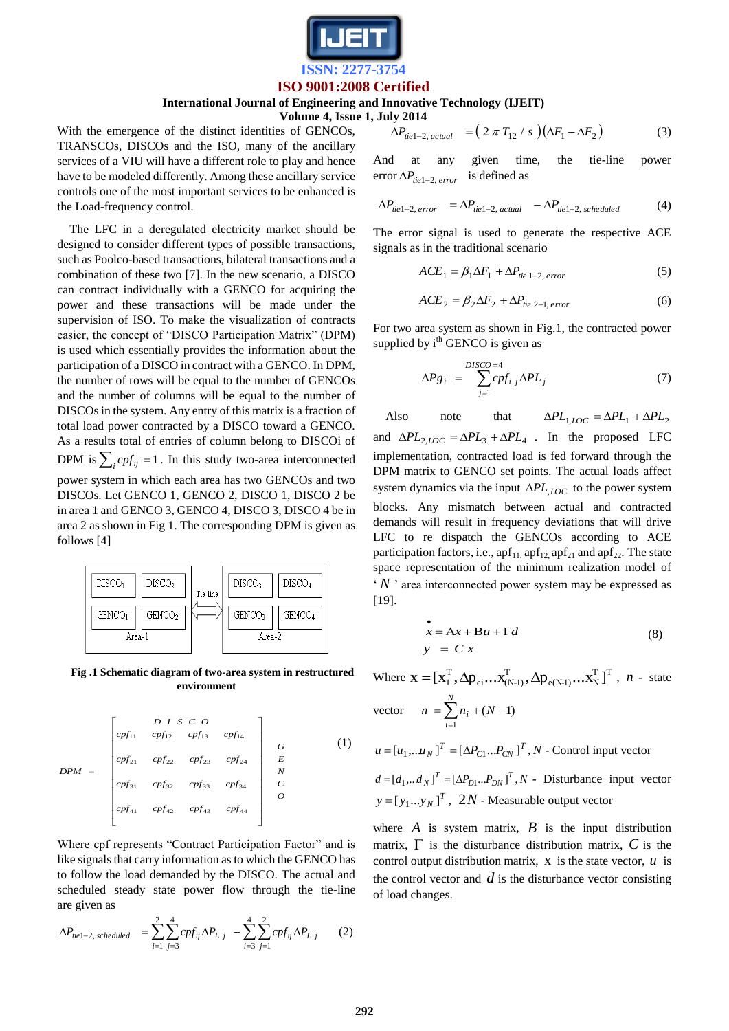With the emergence of the distinct identities of GENCOs, TRANSCOs, DISCOs and the ISO, many of the ancillary services of a VIU will have a different role to play and hence have to be modeled differently. Among these ancillary service controls one of the most important services to be enhanced is the Load-frequency control.

The LFC in a deregulated electricity market should be designed to consider different types of possible transactions, such as Poolco-based transactions, bilateral transactions and a combination of these two [7]. In the new scenario, a DISCO can contract individually with a GENCO for acquiring the power and these transactions will be made under the supervision of ISO. To make the visualization of contracts easier, the concept of "DISCO Participation Matrix" (DPM) is used which essentially provides the information about the participation of a DISCO in contract with a GENCO. In DPM, the number of rows will be equal to the number of GENCOs and the number of columns will be equal to the number of DISCOs in the system. Any entry of this matrix is a fraction of total load power contracted by a DISCO toward a GENCO. As a results total of entries of column belong to DISCOi of DPM is $\sum_i cpf_{ij} = 1$. In this study two-area interconnected power system in which each area has two GENCOs and two DISCOs. Let GENCO 1, GENCO 2, DISCO 1, DISCO 2 be in area 1 and GENCO 3, GENCO 4, DISCO 3, DISCO 4 be in area 2 as shown in Fig 1. The corresponding DPM is given as follows [4]

| DISCO$_1$ | DISCO$_2$ | Tie-line | DISCO$_3$ | DISCO$_4$ |
|---|---|---|---|---|
| GENCO$_1$ | GENCO$_2$ | ⇔ | GENCO$_3$ | GENCO$_4$ |
| Area-1 | | | Area-2 | |

**Fig .1 Schematic diagram of two-area system in restructured environment**

$$DPM = \begin{bmatrix} & & DISCO & \\ cpf_{11} & cpf_{12} & cpf_{13} & cpf_{14} \\ cpf_{21} & cpf_{22} & cpf_{23} & cpf_{24} \\ cpf_{31} & cpf_{32} & cpf_{33} & cpf_{34} \\ cpf_{41} & cpf_{42} & cpf_{43} & cpf_{44} \end{bmatrix} \; GENCO \tag{1}$$

Where cpf represents "Contract Participation Factor" and is like signals that carry information as to which the GENCO has to follow the load demanded by the DISCO. The actual and scheduled steady state power flow through the tie-line are given as

$$\Delta P_{tie1-2,\,scheduled} = \sum_{i=1}^{2}\sum_{j=3}^{4} cpf_{ij}\Delta P_{L\,j} - \sum_{i=3}^{4}\sum_{j=1}^{2} cpf_{ij}\Delta P_{L\,j} \tag{2}$$

$$\Delta P_{tie1-2,\,actual} = \left(2\pi T_{12}/s\right)\left(\Delta F_1 - \Delta F_2\right) \tag{3}$$

And at any given time, the tie-line power error $\Delta P_{tie1-2,\,error}$ is defined as

$$\Delta P_{tie1-2,\,error} = \Delta P_{tie1-2,\,actual} - \Delta P_{tie1-2,\,scheduled} \tag{4}$$

The error signal is used to generate the respective ACE signals as in the traditional scenario

$$ACE_1 = \beta_1 \Delta F_1 + \Delta P_{tie\ 1-2,\,error} \tag{5}$$

$$ACE_2 = \beta_2 \Delta F_2 + \Delta P_{tie\ 2-1,\,error} \tag{6}$$

For two area system as shown in Fig.1, the contracted power supplied by i[th] GENCO is given as

$$\Delta Pg_i = \sum_{j=1}^{DISCO=4} cpf_{i\,j}\Delta PL_j \tag{7}$$

Also note that $\Delta PL_{1,LOC} = \Delta PL_1 + \Delta PL_2$ and $\Delta PL_{2,LOC} = \Delta PL_3 + \Delta PL_4$. In the proposed LFC implementation, contracted load is fed forward through the DPM matrix to GENCO set points. The actual loads affect system dynamics via the input $\Delta PL_{,LOC}$ to the power system blocks. Any mismatch between actual and contracted demands will result in frequency deviations that will drive LFC to re dispatch the GENCOs according to ACE participation factors, i.e., $apf_{11}$, $apf_{12}$, $apf_{21}$ and $apf_{22}$. The state space representation of the minimum realization model of '$N$' area interconnected power system may be expressed as [19].

$$\begin{aligned} \dot{x} &= Ax + Bu + \Gamma d \\ y &= Cx \end{aligned} \tag{8}$$

Where $x = [x_1^T, \Delta p_{ei} \ldots x_{(N-1)}^T, \Delta p_{e(N-1)} \ldots x_N^T]^T$, $n$ - state vector $n = \sum_{i=1}^{N} n_i + (N-1)$

$u = [u_1, \ldots u_N]^T = [\Delta P_{C1} \ldots P_{CN}]^T$, $N$ - Control input vector

$d = [d_1, \ldots d_N]^T = [\Delta P_{D1} \ldots P_{DN}]^T$, $N$ - Disturbance input vector $y = [y_1 \ldots y_N]^T$, $2N$ - Measurable output vector

where $A$ is system matrix, $B$ is the input distribution matrix, $\Gamma$ is the disturbance distribution matrix, $C$ is the control output distribution matrix, $x$ is the state vector, $u$ is the control vector and $d$ is the disturbance vector consisting of load changes.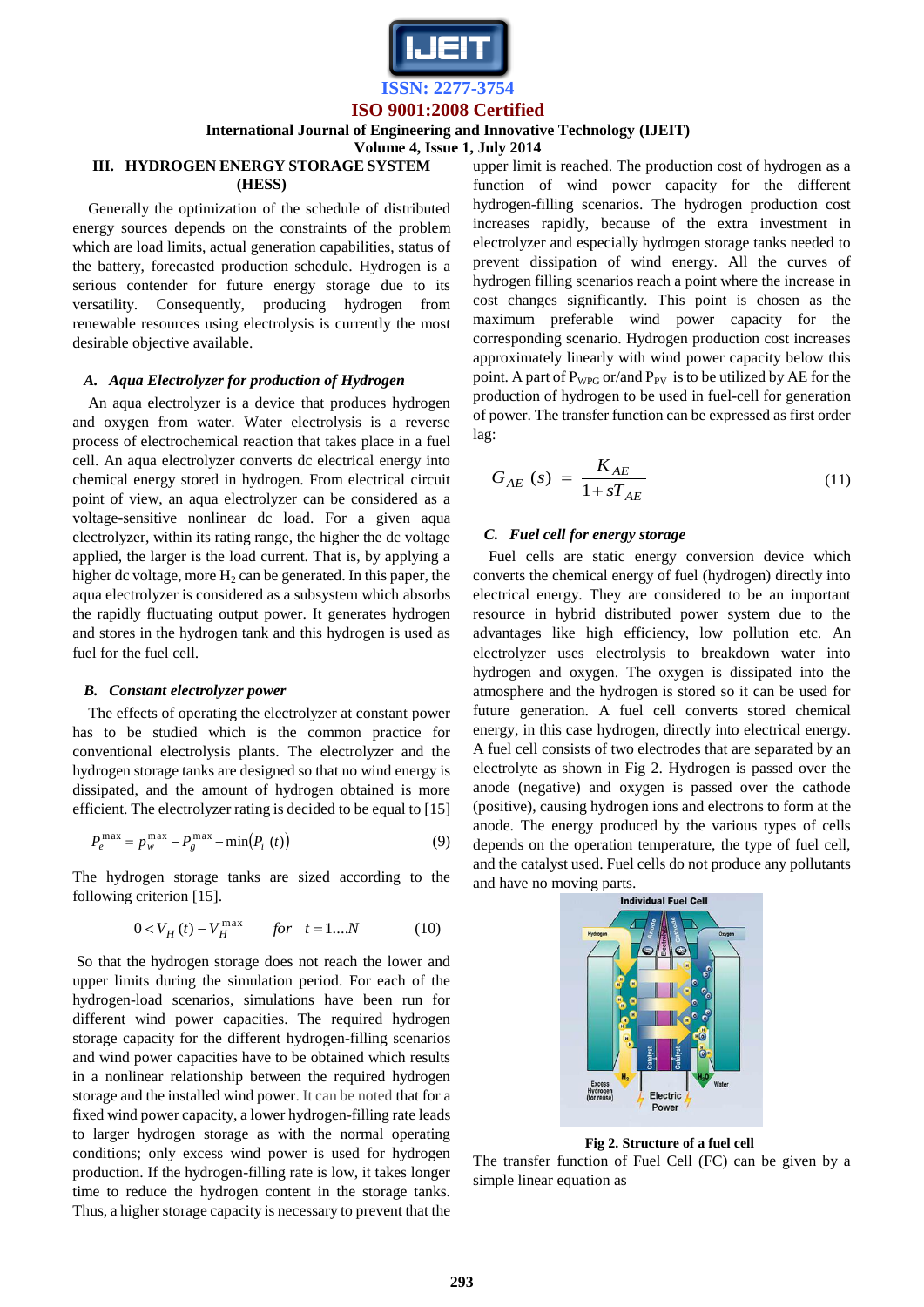## III. HYDROGEN ENERGY STORAGE SYSTEM (HESS)

Generally the optimization of the schedule of distributed energy sources depends on the constraints of the problem which are load limits, actual generation capabilities, status of the battery, forecasted production schedule. Hydrogen is a serious contender for future energy storage due to its versatility. Consequently, producing hydrogen from renewable resources using electrolysis is currently the most desirable objective available.

### *A. Aqua Electrolyzer for production of Hydrogen*

An aqua electrolyzer is a device that produces hydrogen and oxygen from water. Water electrolysis is a reverse process of electrochemical reaction that takes place in a fuel cell. An aqua electrolyzer converts dc electrical energy into chemical energy stored in hydrogen. From electrical circuit point of view, an aqua electrolyzer can be considered as a voltage-sensitive nonlinear dc load. For a given aqua electrolyzer, within its rating range, the higher the dc voltage applied, the larger is the load current. That is, by applying a higher dc voltage, more $H_2$ can be generated. In this paper, the aqua electrolyzer is considered as a subsystem which absorbs the rapidly fluctuating output power. It generates hydrogen and stores in the hydrogen tank and this hydrogen is used as fuel for the fuel cell.

### *B. Constant electrolyzer power*

The effects of operating the electrolyzer at constant power has to be studied which is the common practice for conventional electrolysis plants. The electrolyzer and the hydrogen storage tanks are designed so that no wind energy is dissipated, and the amount of hydrogen obtained is more efficient. The electrolyzer rating is decided to be equal to [15]

$$P_e^{\max} = p_w^{\max} - P_g^{\max} - \min(P_l\ (t)) \tag{9}$$

The hydrogen storage tanks are sized according to the following criterion [15].

$$0 < V_H(t) - V_H^{\max} \qquad for \quad t = 1....N \tag{10}$$

So that the hydrogen storage does not reach the lower and upper limits during the simulation period. For each of the hydrogen-load scenarios, simulations have been run for different wind power capacities. The required hydrogen storage capacity for the different hydrogen-filling scenarios and wind power capacities have to be obtained which results in a nonlinear relationship between the required hydrogen storage and the installed wind power. It can be noted that for a fixed wind power capacity, a lower hydrogen-filling rate leads to larger hydrogen storage as with the normal operating conditions; only excess wind power is used for hydrogen production. If the hydrogen-filling rate is low, it takes longer time to reduce the hydrogen content in the storage tanks. Thus, a higher storage capacity is necessary to prevent that the upper limit is reached. The production cost of hydrogen as a function of wind power capacity for the different hydrogen-filling scenarios. The hydrogen production cost increases rapidly, because of the extra investment in electrolyzer and especially hydrogen storage tanks needed to prevent dissipation of wind energy. All the curves of hydrogen filling scenarios reach a point where the increase in cost changes significantly. This point is chosen as the maximum preferable wind power capacity for the corresponding scenario. Hydrogen production cost increases approximately linearly with wind power capacity below this point. A part of $P_{WPG}$ or/and $P_{PV}$ is to be utilized by AE for the production of hydrogen to be used in fuel-cell for generation of power. The transfer function can be expressed as first order lag:

$$G_{AE}\ (s) = \frac{K_{AE}}{1 + sT_{AE}} \tag{11}$$

### *C. Fuel cell for energy storage*

Fuel cells are static energy conversion device which converts the chemical energy of fuel (hydrogen) directly into electrical energy. They are considered to be an important resource in hybrid distributed power system due to the advantages like high efficiency, low pollution etc. An electrolyzer uses electrolysis to breakdown water into hydrogen and oxygen. The oxygen is dissipated into the atmosphere and the hydrogen is stored so it can be used for future generation. A fuel cell converts stored chemical energy, in this case hydrogen, directly into electrical energy. A fuel cell consists of two electrodes that are separated by an electrolyte as shown in Fig 2. Hydrogen is passed over the anode (negative) and oxygen is passed over the cathode (positive), causing hydrogen ions and electrons to form at the anode. The energy produced by the various types of cells depends on the operation temperature, the type of fuel cell, and the catalyst used. Fuel cells do not produce any pollutants and have no moving parts.

**Fig 2. Structure of a fuel cell**

The transfer function of Fuel Cell (FC) can be given by a simple linear equation as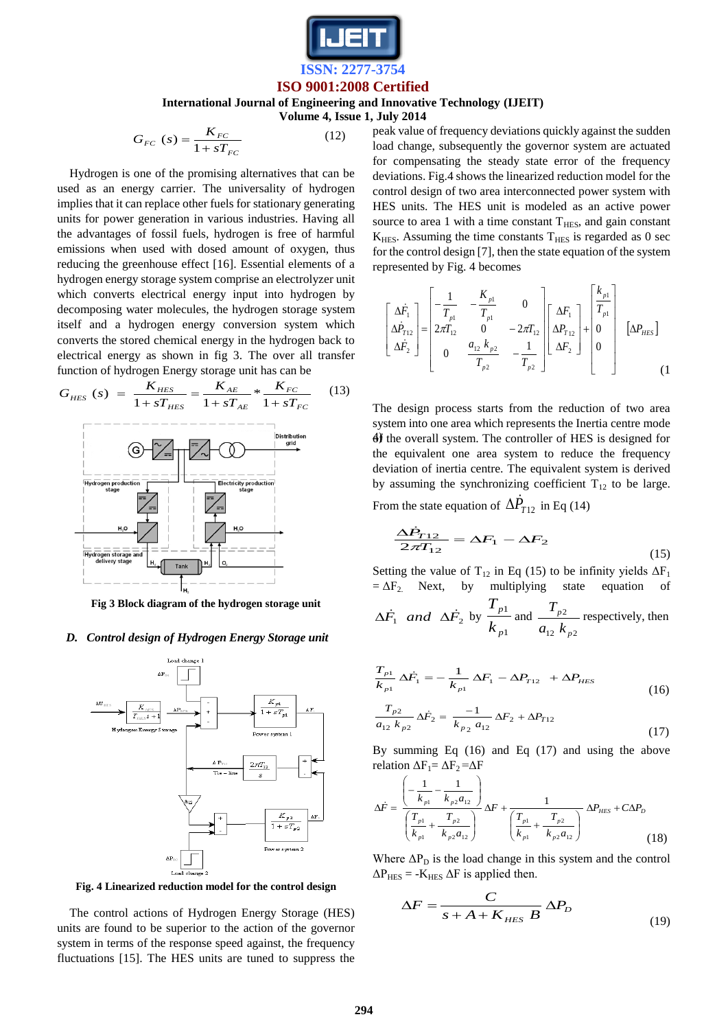$$G_{FC}(s) = \frac{K_{FC}}{1+sT_{FC}} \tag{12}$$

Hydrogen is one of the promising alternatives that can be used as an energy carrier. The universality of hydrogen implies that it can replace other fuels for stationary generating units for power generation in various industries. Having all the advantages of fossil fuels, hydrogen is free of harmful emissions when used with dosed amount of oxygen, thus reducing the greenhouse effect [16]. Essential elements of a hydrogen energy storage system comprise an electrolyzer unit which converts electrical energy input into hydrogen by decomposing water molecules, the hydrogen storage system itself and a hydrogen energy conversion system which converts the stored chemical energy in the hydrogen back to electrical energy as shown in fig 3. The over all transfer function of hydrogen Energy storage unit has can be

$$G_{HES}(s) = \frac{K_{HES}}{1+sT_{HES}} = \frac{K_{AE}}{1+sT_{AE}} * \frac{K_{FC}}{1+sT_{FC}} \tag{13}$$

Fig 3 Block diagram of the hydrogen storage unit

### D. Control design of Hydrogen Energy Storage unit

Fig. 4 Linearized reduction model for the control design

The control actions of Hydrogen Energy Storage (HES) units are found to be superior to the control actions of the governor system in terms of the response speed against, the frequency fluctuations [15]. The HES units are tuned to suppress the peak value of frequency deviations quickly against the sudden load change, subsequently the governor system are actuated for compensating the steady state error of the frequency deviations. Fig.4 shows the linearized reduction model for the control design of two area interconnected power system with HES units. The HES unit is modeled as an active power source to area 1 with a time constant $T_{HES}$, and gain constant $K_{HES}$. Assuming the time constants $T_{HES}$ is regarded as 0 sec for the control design [7], then the state equation of the system represented by Fig. 4 becomes

$$\begin{bmatrix} \Delta\dot{F}_1 \\ \Delta\dot{P}_{T12} \\ \Delta\dot{F}_2 \end{bmatrix} = \begin{bmatrix} -\frac{1}{T_{p1}} & -\frac{K_{p1}}{T_{p1}} & 0 \\ 2\pi T_{12} & 0 & -2\pi T_{12} \\ 0 & \frac{a_{12}k_{p2}}{T_{p2}} & -\frac{1}{T_{p2}} \end{bmatrix} \begin{bmatrix} \Delta F_1 \\ \Delta P_{T12} \\ \Delta F_2 \end{bmatrix} + \begin{bmatrix} \frac{k_{p1}}{T_{p1}} \\ 0 \\ 0 \end{bmatrix} [\Delta P_{HES}] \tag{14}$$

The design process starts from the reduction of two area system into one area which represents the Inertia centre mode of the overall system. The controller of HES is designed for the equivalent one area system to reduce the frequency deviation of inertia centre. The equivalent system is derived by assuming the synchronizing coefficient $T_{12}$ to be large. From the state equation of $\Delta\dot{P}_{T12}$ in Eq (14)

$$\frac{\Delta\dot{P}_{T12}}{2\pi T_{12}} = \Delta F_1 - \Delta F_2 \tag{15}$$

Setting the value of $T_{12}$ in Eq (15) to be infinity yields $\Delta F_1 = \Delta F_2$. Next, by multiplying state equation of $\Delta\dot{F}_1$ and $\Delta\dot{F}_2$ by $\frac{T_{p1}}{k_{p1}}$ and $\frac{T_{p2}}{a_{12}k_{p2}}$ respectively, then

$$\frac{T_{p1}}{k_{p1}}\Delta\dot{F}_1 = -\frac{1}{k_{p1}}\Delta F_1 - \Delta P_{T12} + \Delta P_{HES} \tag{16}$$

$$\frac{T_{p2}}{a_{12}k_{p2}}\Delta\dot{F}_2 = \frac{-1}{k_{p2}a_{12}}\Delta F_2 + \Delta P_{T12} \tag{17}$$

By summing Eq (16) and Eq (17) and using the above relation $\Delta F_1 = \Delta F_2 = \Delta F$

$$\Delta\dot{F} = \frac{\left(-\frac{1}{k_{p1}} - \frac{1}{k_{p2}a_{12}}\right)}{\left(\frac{T_{p1}}{k_{p1}} + \frac{T_{p2}}{k_{p2}a_{12}}\right)}\Delta F + \frac{1}{\left(\frac{T_{p1}}{k_{p1}} + \frac{T_{p2}}{k_{p2}a_{12}}\right)}\Delta P_{HES} + C\Delta P_D \tag{18}$$

Where $\Delta P_D$ is the load change in this system and the control $\Delta P_{HES} = -K_{HES}\,\Delta F$ is applied then.

$$\Delta F = \frac{C}{s + A + K_{HES}\,B}\Delta P_D \tag{19}$$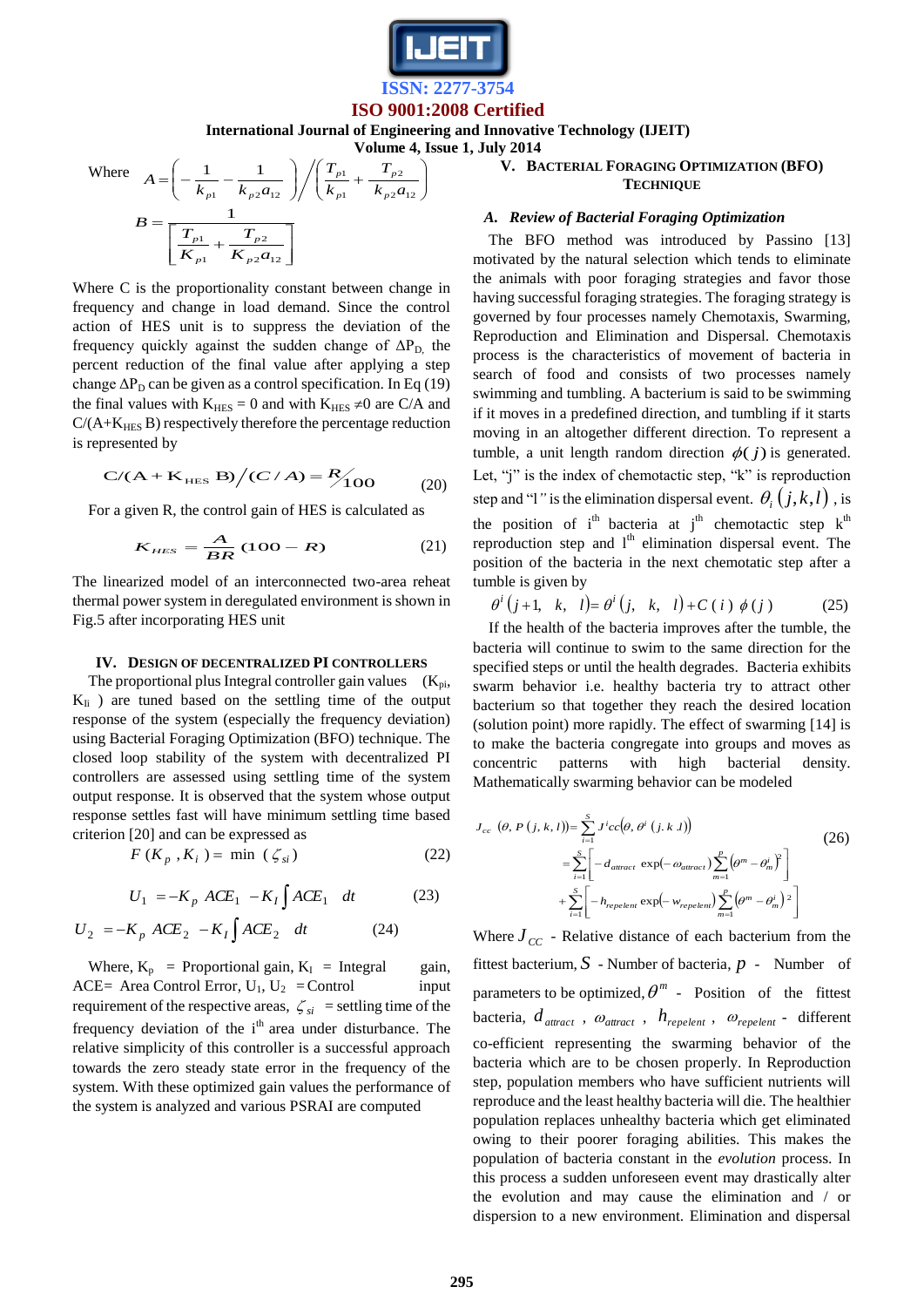Where $A = \left( -\frac{1}{k_{p1}} - \frac{1}{k_{p2}a_{12}} \right) \Big/ \left( \frac{T_{p1}}{k_{p1}} + \frac{T_{p2}}{k_{p2}a_{12}} \right)$

$$B = \frac{1}{\left[ \frac{T_{p1}}{K_{p1}} + \frac{T_{p2}}{K_{p2}a_{12}} \right]}$$

Where C is the proportionality constant between change in frequency and change in load demand. Since the control action of HES unit is to suppress the deviation of the frequency quickly against the sudden change of $\Delta P_D$, the percent reduction of the final value after applying a step change $\Delta P_D$ can be given as a control specification. In Eq (19) the final values with $K_{HES} = 0$ and with $K_{HES} \neq 0$ are C/A and $C/(A+K_{HES}B)$ respectively therefore the percentage reduction is represented by

$$C/(A + K_{HES}\ B) \big/ (C/A) = R/100 \qquad (20)$$

For a given R, the control gain of HES is calculated as

$$K_{HES} = \frac{A}{BR}(100 - R) \qquad (21)$$

The linearized model of an interconnected two-area reheat thermal power system in deregulated environment is shown in Fig.5 after incorporating HES unit

## IV. Design of Decentralized PI Controllers

The proportional plus Integral controller gain values ($K_{pi}$, $K_{Ii}$) are tuned based on the settling time of the output response of the system (especially the frequency deviation) using Bacterial Foraging Optimization (BFO) technique. The closed loop stability of the system with decentralized PI controllers are assessed using settling time of the system output response. It is observed that the system whose output response settles fast will have minimum settling time based criterion [20] and can be expressed as

$$F\,(K_p\,,K_i\,) = \min\ (\zeta_{si}) \qquad (22)$$

$$U_1 = -K_p\ ACE_1 - K_I \int ACE_1\ dt \qquad (23)$$

$$U_2 = -K_p\ ACE_2 - K_I \int ACE_2\ dt \qquad (24)$$

Where, $K_p$ = Proportional gain, $K_I$ = Integral gain, ACE= Area Control Error, $U_1$, $U_2$ = Control input requirement of the respective areas, $\zeta_{si}$ = settling time of the frequency deviation of the i[th] area under disturbance. The relative simplicity of this controller is a successful approach towards the zero steady state error in the frequency of the system. With these optimized gain values the performance of the system is analyzed and various PSRAI are computed

## V. Bacterial Foraging Optimization (BFO) Technique

### A. Review of Bacterial Foraging Optimization

The BFO method was introduced by Passino [13] motivated by the natural selection which tends to eliminate the animals with poor foraging strategies and favor those having successful foraging strategies. The foraging strategy is governed by four processes namely Chemotaxis, Swarming, Reproduction and Elimination and Dispersal. Chemotaxis process is the characteristics of movement of bacteria in search of food and consists of two processes namely swimming and tumbling. A bacterium is said to be swimming if it moves in a predefined direction, and tumbling if it starts moving in an altogether different direction. To represent a tumble, a unit length random direction $\phi(j)$ is generated. Let, "j" is the index of chemotactic step, "k" is reproduction step and "l" is the elimination dispersal event. $\theta_i(j,k,l)$, is the position of i[th] bacteria at j[th] chemotactic step k[th] reproduction step and l[th] elimination dispersal event. The position of the bacteria in the next chemotactic step after a tumble is given by

$$\theta^i(j+1,\ k,\ l) = \theta^i(j,\ k,\ l) + C(i)\ \phi(j) \qquad (25)$$

If the health of the bacteria improves after the tumble, the bacteria will continue to swim to the same direction for the specified steps or until the health degrades. Bacteria exhibits swarm behavior i.e. healthy bacteria try to attract other bacterium so that together they reach the desired location (solution point) more rapidly. The effect of swarming [14] is to make the bacteria congregate into groups and moves as concentric patterns with high bacterial density. Mathematically swarming behavior can be modeled

$$\begin{aligned} J_{cc}\ (\theta, P\,(j,k,l)) &= \sum_{i=1}^{S} J^i cc(\theta, \theta^i\,(j.k.l)) \\ &= \sum_{i=1}^{S}\left[ -d_{attract}\ \exp(-\omega_{attract}) \sum_{m=1}^{p} (\theta^m - \theta^i_m)^2 \right] \\ &+ \sum_{i=1}^{S}\left[ -h_{repelent}\ \exp(-w_{repelent}) \sum_{m=1}^{p} (\theta^m - \theta^i_m)^2 \right] \end{aligned} \qquad (26)$$

Where $J_{CC}$ - Relative distance of each bacterium from the fittest bacterium, $S$ - Number of bacteria, $p$ - Number of parameters to be optimized, $\theta^m$ - Position of the fittest bacteria, $d_{attract}$, $\omega_{attract}$, $h_{repelent}$, $\omega_{repelent}$ - different co-efficient representing the swarming behavior of the bacteria which are to be chosen properly. In Reproduction step, population members who have sufficient nutrients will reproduce and the least healthy bacteria will die. The healthier population replaces unhealthy bacteria which get eliminated owing to their poorer foraging abilities. This makes the population of bacteria constant in the *evolution* process. In this process a sudden unforeseen event may drastically alter the evolution and may cause the elimination and / or dispersion to a new environment. Elimination and dispersal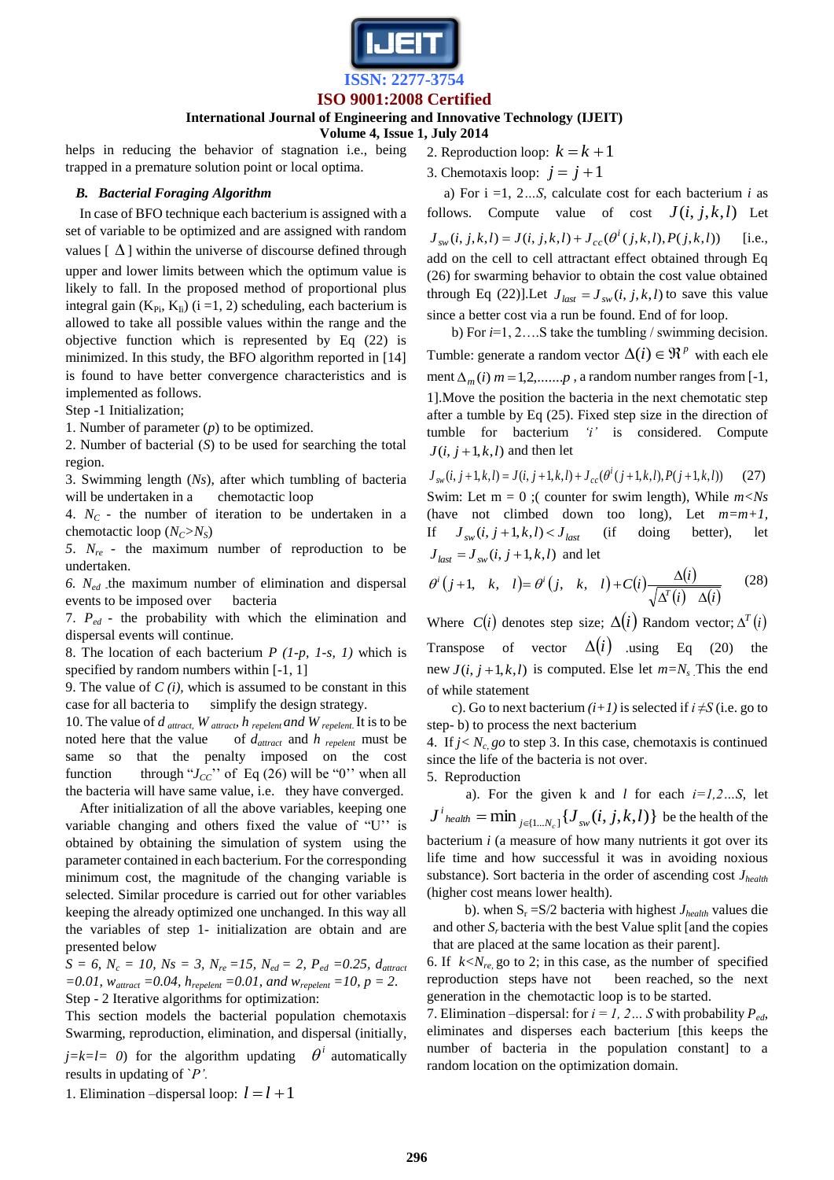helps in reducing the behavior of stagnation i.e., being trapped in a premature solution point or local optima.

### *B. Bacterial Foraging Algorithm*

In case of BFO technique each bacterium is assigned with a set of variable to be optimized and are assigned with random values [ $\Delta$ ] within the universe of discourse defined through upper and lower limits between which the optimum value is likely to fall. In the proposed method of proportional plus integral gain ($K_{Pi}$, $K_{Ii}$) (i =1, 2) scheduling, each bacterium is allowed to take all possible values within the range and the objective function which is represented by Eq (22) is minimized. In this study, the BFO algorithm reported in [14] is found to have better convergence characteristics and is implemented as follows.

Step -1 Initialization;

1. Number of parameter (*p*) to be optimized.
2. Number of bacterial (*S*) to be used for searching the total region.
3. Swimming length (*Ns*), after which tumbling of bacteria will be undertaken in a chemotactic loop
4. $N_C$ - the number of iteration to be undertaken in a chemotactic loop ($N_C$>$N_S$)
5. $N_{re}$ - the maximum number of reproduction to be undertaken.
6. $N_{ed}$ the maximum number of elimination and dispersal events to be imposed over bacteria
7. $P_{ed}$ - the probability with which the elimination and dispersal events will continue.
8. The location of each bacterium *P (1-p, 1-s, 1)* which is specified by random numbers within [-1, 1]
9. The value of *C (i)*, which is assumed to be constant in this case for all bacteria to simplify the design strategy.
10. The value of $d_{attract}$, $W_{attract}$, $h_{repelent}$ and $W_{repelent}$. It is to be noted here that the value of $d_{attract}$ and $h_{repelent}$ must be same so that the penalty imposed on the cost function through "$J_{CC}$" of Eq (26) will be "0" when all the bacteria will have same value, i.e. they have converged.

After initialization of all the above variables, keeping one variable changing and others fixed the value of "U" is obtained by obtaining the simulation of system using the parameter contained in each bacterium. For the corresponding minimum cost, the magnitude of the changing variable is selected. Similar procedure is carried out for other variables keeping the already optimized one unchanged. In this way all the variables of step 1- initialization are obtain and are presented below

*S = 6, $N_c$ = 10, Ns = 3, $N_{re}$ =15, $N_{ed}$ = 2, $P_{ed}$ =0.25, $d_{attract}$ =0.01, $w_{attract}$ =0.04, $h_{repelent}$ =0.01, and $w_{repelent}$ =10, p = 2.*

Step - 2 Iterative algorithms for optimization:

This section models the bacterial population chemotaxis Swarming, reproduction, elimination, and dispersal (initially, *j=k=l= 0*) for the algorithm updating $\theta^i$ automatically results in updating of `*P'*.

1. Elimination –dispersal loop: $l = l+1$
2. Reproduction loop: $k = k+1$
3. Chemotaxis loop: $j = j+1$

a) For i =1, 2…*S*, calculate cost for each bacterium *i* as follows. Compute value of cost $J(i, j, k, l)$ Let $J_{sw}(i, j, k, l) = J(i, j, k, l) + J_{cc}(\theta^i(j, k, l), P(j, k, l))$ [i.e., add on the cell to cell attractant effect obtained through Eq (26) for swarming behavior to obtain the cost value obtained through Eq (22)].Let $J_{last} = J_{sw}(i, j, k, l)$ to save this value since a better cost via a run be found. End of for loop.

b) For *i*=1, 2….S take the tumbling / swimming decision.

Tumble: generate a random vector $\Delta(i) \in \Re^p$ with each element $\Delta_m(i)$ $m = 1,2,.......p$ , a random number ranges from [-1, 1].Move the position the bacteria in the next chemotatic step after a tumble by Eq (25). Fixed step size in the direction of tumble for bacterium *'i'* is considered. Compute $J(i, j+1, k, l)$ and then let

$$J_{sw}(i, j+1, k, l) = J(i, j+1, k, l) + J_{cc}(\theta^i(j+1, k, l), P(j+1, k, l)) \quad (27)$$

Swim: Let m = 0 ;( counter for swim length), While *m<Ns* (have not climbed down too long), Let *m=m+1,* If $J_{sw}(i, j+1, k, l) < J_{last}$ (if doing better), let $J_{last} = J_{sw}(i, j+1, k, l)$ and let

$$\theta^i(j+1, \quad k, \quad l) = \theta^i(j, \quad k, \quad l) + C(i)\frac{\Delta(i)}{\sqrt{\Delta^T(i) \quad \Delta(i)}} \quad (28)$$

Where $C(i)$ denotes step size; $\Delta(i)$ Random vector; $\Delta^T(i)$ Transpose of vector $\Delta(i)$ .using Eq (20) the new $J(i, j+1, k, l)$ is computed. Else let $m=N_s$. This the end of while statement

c). Go to next bacterium *(i+1)* is selected if $i \neq S$ (i.e. go to step- b) to process the next bacterium

4. If $j< N_c$, go to step 3. In this case, chemotaxis is continued since the life of the bacteria is not over.
5. Reproduction

a). For the given k and *l* for each *i=1,2…S*, let $J^i_{health} = \min_{j \in \{1...N_c\}} \{J_{sw}(i, j, k, l)\}$ be the health of the bacterium *i* (a measure of how many nutrients it got over its life time and how successful it was in avoiding noxious substance). Sort bacteria in the order of ascending cost $J_{health}$ (higher cost means lower health).

b). when $S_r$ =S/2 bacteria with highest $J_{health}$ values die and other $S_r$ bacteria with the best Value split [and the copies that are placed at the same location as their parent].

6. If $k<N_{re}$, go to 2; in this case, as the number of specified reproduction steps have not been reached, so the next generation in the chemotactic loop is to be started.
7. Elimination –dispersal: for *i = 1, 2… S* with probability $P_{ed}$, eliminates and disperses each bacterium [this keeps the number of bacteria in the population constant] to a random location on the optimization domain.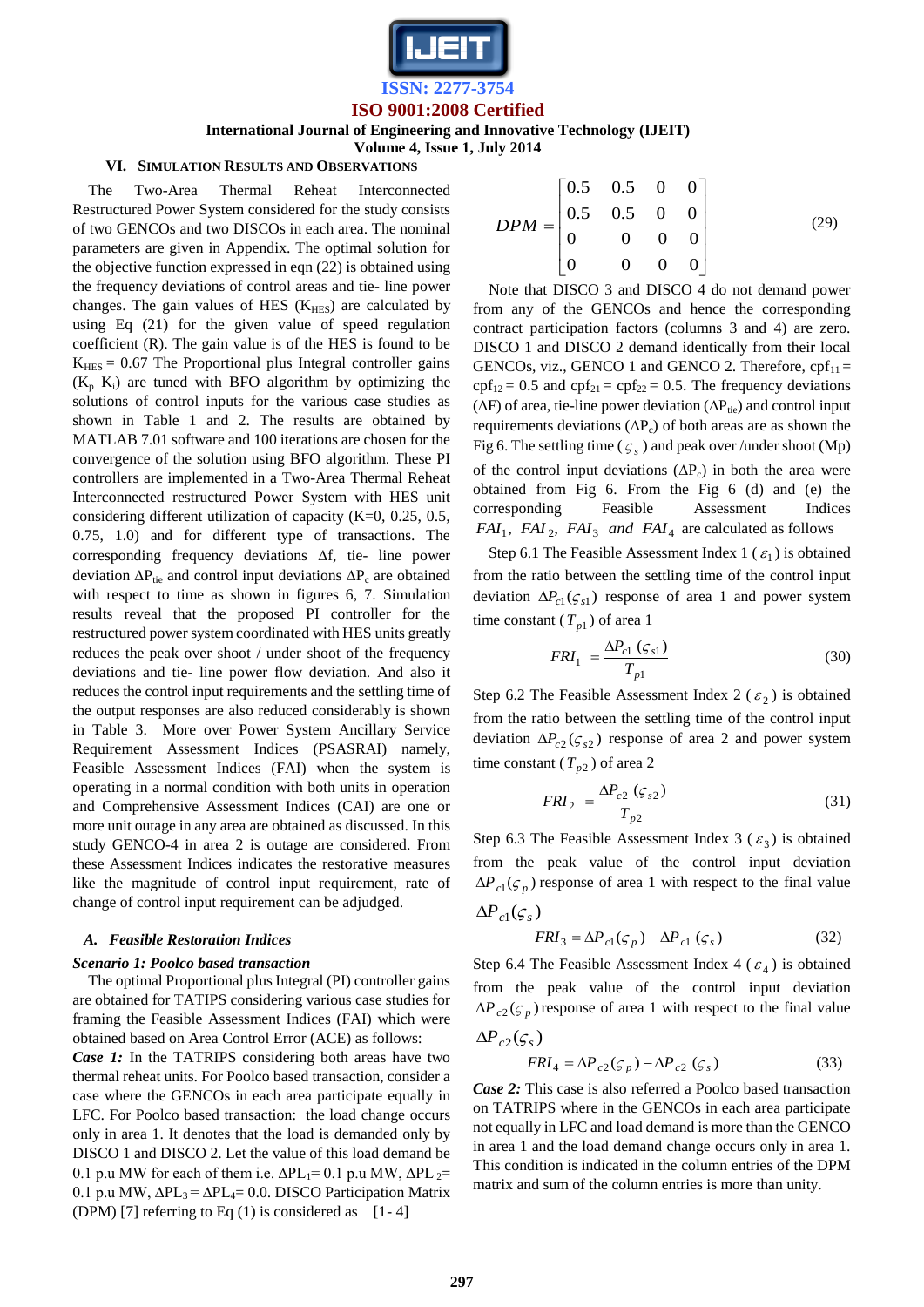## VI. Simulation Results and Observations

The Two-Area Thermal Reheat Interconnected Restructured Power System considered for the study consists of two GENCOs and two DISCOs in each area. The nominal parameters are given in Appendix. The optimal solution for the objective function expressed in eqn (22) is obtained using the frequency deviations of control areas and tie- line power changes. The gain values of HES ($K_{HES}$) are calculated by using Eq (21) for the given value of speed regulation coefficient (R). The gain value is of the HES is found to be $K_{HES}$ = 0.67 The Proportional plus Integral controller gains ($K_p$ $K_i$) are tuned with BFO algorithm by optimizing the solutions of control inputs for the various case studies as shown in Table 1 and 2. The results are obtained by MATLAB 7.01 software and 100 iterations are chosen for the convergence of the solution using BFO algorithm. These PI controllers are implemented in a Two-Area Thermal Reheat Interconnected restructured Power System with HES unit considering different utilization of capacity (K=0, 0.25, 0.5, 0.75, 1.0) and for different type of transactions. The corresponding frequency deviations Δf, tie- line power deviation $\Delta P_{tie}$ and control input deviations $\Delta P_c$ are obtained with respect to time as shown in figures 6, 7. Simulation results reveal that the proposed PI controller for the restructured power system coordinated with HES units greatly reduces the peak over shoot / under shoot of the frequency deviations and tie- line power flow deviation. And also it reduces the control input requirements and the settling time of the output responses are also reduced considerably is shown in Table 3. More over Power System Ancillary Service Requirement Assessment Indices (PSASRAI) namely, Feasible Assessment Indices (FAI) when the system is operating in a normal condition with both units in operation and Comprehensive Assessment Indices (CAI) are one or more unit outage in any area are obtained as discussed. In this study GENCO-4 in area 2 is outage are considered. From these Assessment Indices indicates the restorative measures like the magnitude of control input requirement, rate of change of control input requirement can be adjudged.

### A. Feasible Restoration Indices

***Scenario 1: Poolco based transaction***

The optimal Proportional plus Integral (PI) controller gains are obtained for TATIPS considering various case studies for framing the Feasible Assessment Indices (FAI) which were obtained based on Area Control Error (ACE) as follows:

***Case 1:*** In the TATRIPS considering both areas have two thermal reheat units. For Poolco based transaction, consider a case where the GENCOs in each area participate equally in LFC. For Poolco based transaction: the load change occurs only in area 1. It denotes that the load is demanded only by DISCO 1 and DISCO 2. Let the value of this load demand be 0.1 p.u MW for each of them i.e. $\Delta PL_1$= 0.1 p.u MW, $\Delta PL_2$= 0.1 p.u MW, $\Delta PL_3 = \Delta PL_4$= 0.0. DISCO Participation Matrix (DPM) [7] referring to Eq (1) is considered as [1- 4]

$$DPM = \begin{bmatrix} 0.5 & 0.5 & 0 & 0 \\ 0.5 & 0.5 & 0 & 0 \\ 0 & 0 & 0 & 0 \\ 0 & 0 & 0 & 0 \end{bmatrix} \tag{29}$$

Note that DISCO 3 and DISCO 4 do not demand power from any of the GENCOs and hence the corresponding contract participation factors (columns 3 and 4) are zero. DISCO 1 and DISCO 2 demand identically from their local GENCOs, viz., GENCO 1 and GENCO 2. Therefore, $cpf_{11} = cpf_{12} = 0.5$ and $cpf_{21} = cpf_{22} = 0.5$. The frequency deviations (ΔF) of area, tie-line power deviation ($\Delta P_{tie}$) and control input requirements deviations ($\Delta P_c$) of both areas are as shown the Fig 6. The settling time ($\varsigma_s$) and peak over /under shoot (Mp) of the control input deviations ($\Delta P_c$) in both the area were obtained from Fig 6. From the Fig 6 (d) and (e) the corresponding Feasible Assessment Indices $FAI_1$, $FAI_2$, $FAI_3$ and $FAI_4$ are calculated as follows

Step 6.1 The Feasible Assessment Index 1 ($\varepsilon_1$) is obtained from the ratio between the settling time of the control input deviation $\Delta P_{c1}(\varsigma_{s1})$ response of area 1 and power system time constant ($T_{p1}$) of area 1

$$FRI_1 = \frac{\Delta P_{c1}\,(\varsigma_{s1})}{T_{p1}} \tag{30}$$

Step 6.2 The Feasible Assessment Index 2 ($\varepsilon_2$) is obtained from the ratio between the settling time of the control input deviation $\Delta P_{c2}(\varsigma_{s2})$ response of area 2 and power system time constant ($T_{p2}$) of area 2

$$FRI_2 = \frac{\Delta P_{c2}\,(\varsigma_{s2})}{T_{p2}} \tag{31}$$

Step 6.3 The Feasible Assessment Index 3 ($\varepsilon_3$) is obtained from the peak value of the control input deviation $\Delta P_{c1}(\varsigma_p)$ response of area 1 with respect to the final value $\Delta P_{c1}(\varsigma_s)$

$$FRI_3 = \Delta P_{c1}(\varsigma_p) - \Delta P_{c1}\,(\varsigma_s) \tag{32}$$

Step 6.4 The Feasible Assessment Index 4 ($\varepsilon_4$) is obtained from the peak value of the control input deviation $\Delta P_{c2}(\varsigma_p)$ response of area 1 with respect to the final value $\Delta P_{c2}(\varsigma_s)$

$$FRI_4 = \Delta P_{c2}(\varsigma_p) - \Delta P_{c2}\,(\varsigma_s) \tag{33}$$

***Case 2:*** This case is also referred a Poolco based transaction on TATRIPS where in the GENCOs in each area participate not equally in LFC and load demand is more than the GENCO in area 1 and the load demand change occurs only in area 1. This condition is indicated in the column entries of the DPM matrix and sum of the column entries is more than unity.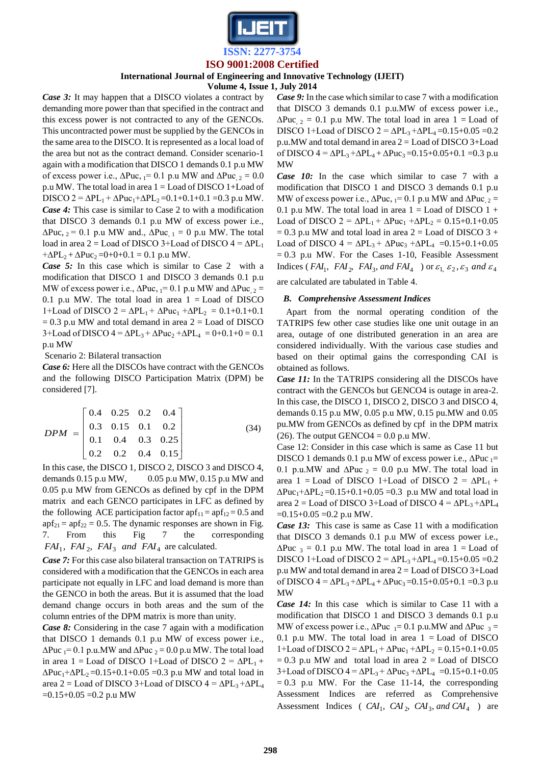***Case 3:*** It may happen that a DISCO violates a contract by demanding more power than that specified in the contract and this excess power is not contracted to any of the GENCOs. This uncontracted power must be supplied by the GENCOs in the same area to the DISCO. It is represented as a local load of the area but not as the contract demand. Consider scenario-1 again with a modification that DISCO 1 demands 0.1 p.u MW of excess power i.e., $\Delta Puc_{,1}$= 0.1 p.u MW and $\Delta Puc_{,2}$ = 0.0 p.u MW. The total load in area 1 = Load of DISCO 1+Load of DISCO 2 = $\Delta PL_1 + \Delta Puc_1 + \Delta PL_2$ =0.1+0.1+0.1 =0.3 p.u MW.

***Case 4:*** This case is similar to Case 2 to with a modification that DISCO 3 demands 0.1 p.u MW of excess power i.e., $\Delta Puc_{,2}$= 0.1 p.u MW and., $\Delta Puc_{,1}$ = 0 p.u MW. The total load in area 2 = Load of DISCO 3+Load of DISCO 4 = $\Delta PL_1 + \Delta PL_2 + \Delta Puc_2$ =0+0+0.1 = 0.1 p.u MW.

***Case 5:*** In this case which is similar to Case 2 with a modification that DISCO 1 and DISCO 3 demands 0.1 p.u MW of excess power i.e., $\Delta Puc_{,1}$= 0.1 p.u MW and $\Delta Puc_{,2}$ = 0.1 p.u MW. The total load in area 1 = Load of DISCO 1+Load of DISCO 2 = $\Delta PL_1 + \Delta Puc_1 + \Delta PL_2$ = 0.1+0.1+0.1 = 0.3 p.u MW and total demand in area 2 = Load of DISCO 3+Load of DISCO 4 = $\Delta PL_3 + \Delta Puc_2 + \Delta PL_4$ = 0+0.1+0 = 0.1 p.u MW

Scenario 2: Bilateral transaction

***Case 6:*** Here all the DISCOs have contract with the GENCOs and the following DISCO Participation Matrix (DPM) be considered [7].

$$DPM = \begin{bmatrix} 0.4 & 0.25 & 0.2 & 0.4 \\ 0.3 & 0.15 & 0.1 & 0.2 \\ 0.1 & 0.4 & 0.3 & 0.25 \\ 0.2 & 0.2 & 0.4 & 0.15 \end{bmatrix} \qquad (34)$$

In this case, the DISCO 1, DISCO 2, DISCO 3 and DISCO 4, demands 0.15 p.u MW, 0.05 p.u MW, 0.15 p.u MW and 0.05 p.u MW from GENCOs as defined by cpf in the DPM matrix and each GENCO participates in LFC as defined by the following ACE participation factor $apf_{11} = apf_{12}$ = 0.5 and $apf_{21} = apf_{22}$ = 0.5. The dynamic responses are shown in Fig. 7. From this Fig 7 the corresponding $FAI_1$, $FAI_2$, $FAI_3$ and $FAI_4$ are calculated.

***Case 7:*** For this case also bilateral transaction on TATRIPS is considered with a modification that the GENCOs in each area participate not equally in LFC and load demand is more than the GENCO in both the areas. But it is assumed that the load demand change occurs in both areas and the sum of the column entries of the DPM matrix is more than unity.

***Case 8:*** Considering in the case 7 again with a modification that DISCO 1 demands 0.1 p.u MW of excess power i.e., $\Delta Puc_{1}$= 0.1 p.u.MW and $\Delta Puc_{2}$ = 0.0 p.u MW. The total load in area 1 = Load of DISCO 1+Load of DISCO 2 = $\Delta PL_1 + \Delta Puc_1 + \Delta PL_2$ =0.15+0.1+0.05 =0.3 p.u MW and total load in area 2 = Load of DISCO 3+Load of DISCO 4 = $\Delta PL_3 + \Delta PL_4$ =0.15+0.05 =0.2 p.u MW

***Case 9:*** In the case which similar to case 7 with a modification that DISCO 3 demands 0.1 p.u.MW of excess power i.e., $\Delta Puc_{,2}$ = 0.1 p.u MW. The total load in area 1 = Load of DISCO 1+Load of DISCO 2 = $\Delta PL_3 + \Delta PL_4$ =0.15+0.05 =0.2 p.u.MW and total demand in area 2 = Load of DISCO 3+Load of DISCO 4 = $\Delta PL_3 + \Delta PL_4 + \Delta Puc_3$ =0.15+0.05+0.1 =0.3 p.u MW

***Case 10:*** In the case which similar to case 7 with a modification that DISCO 1 and DISCO 3 demands 0.1 p.u MW of excess power i.e., $\Delta Puc_{,1}$= 0.1 p.u MW and $\Delta Puc_{,2}$ = 0.1 p.u MW. The total load in area 1 = Load of DISCO 1 + Load of DISCO 2 = $\Delta PL_1 + \Delta Puc_1 + \Delta PL_2$ = 0.15+0.1+0.05 = 0.3 p.u MW and total load in area 2 = Load of DISCO 3 + Load of DISCO 4 = $\Delta PL_3 + \Delta Puc_3 + \Delta PL_4$ =0.15+0.1+0.05 = 0.3 p.u MW. For the Cases 1-10, Feasible Assessment Indices ( $FAI_1$, $FAI_2$, $FAI_3$, and $FAI_4$ ) or $\varepsilon_1$, $\varepsilon_2$, $\varepsilon_3$ and $\varepsilon_4$ are calculated are tabulated in Table 4.

### *B. Comprehensive Assessment Indices*

Apart from the normal operating condition of the TATRIPS few other case studies like one unit outage in an area, outage of one distributed generation in an area are considered individually. With the various case studies and based on their optimal gains the corresponding CAI is obtained as follows.

***Case 11:*** In the TATRIPS considering all the DISCOs have contract with the GENCOs but GENCO4 is outage in area-2. In this case, the DISCO 1, DISCO 2, DISCO 3 and DISCO 4, demands 0.15 p.u MW, 0.05 p.u MW, 0.15 pu.MW and 0.05 pu.MW from GENCOs as defined by cpf in the DPM matrix (26). The output GENCO4 = 0.0 p.u MW.

Case 12: Consider in this case which is same as Case 11 but DISCO 1 demands 0.1 p.u MW of excess power i.e., $\Delta Puc_{1}$= 0.1 p.u.MW and $\Delta Puc_{2}$ = 0.0 p.u MW. The total load in area 1 = Load of DISCO 1+Load of DISCO 2 = $\Delta PL_1 + \Delta Puc_1 + \Delta PL_2$ =0.15+0.1+0.05 =0.3 p.u MW and total load in area 2 = Load of DISCO 3+Load of DISCO 4 = $\Delta PL_3 + \Delta PL_4$ =0.15+0.05 =0.2 p.u MW.

***Case 13:*** This case is same as Case 11 with a modification that DISCO 3 demands 0.1 p.u MW of excess power i.e., $\Delta Puc_{3}$ = 0.1 p.u MW. The total load in area 1 = Load of DISCO 1+Load of DISCO 2 = $\Delta PL_3 + \Delta PL_4$ =0.15+0.05 =0.2 p.u MW and total demand in area 2 = Load of DISCO 3+Load of DISCO 4 = $\Delta PL_3 + \Delta PL_4 + \Delta Puc_3$ =0.15+0.05+0.1 =0.3 p.u MW

***Case 14:*** In this case which is similar to Case 11 with a modification that DISCO 1 and DISCO 3 demands 0.1 p.u MW of excess power i.e., $\Delta Puc_{1}$= 0.1 p.u.MW and $\Delta Puc_{3}$ = 0.1 p.u MW. The total load in area 1 = Load of DISCO 1+Load of DISCO 2 = $\Delta PL_1 + \Delta Puc_1 + \Delta PL_2$ = 0.15+0.1+0.05 = 0.3 p.u MW and total load in area 2 = Load of DISCO 3+Load of DISCO 4 = $\Delta PL_3 + \Delta Puc_3 + \Delta PL_4$ =0.15+0.1+0.05 = 0.3 p.u MW. For the Case 11-14, the corresponding Assessment Indices are referred as Comprehensive Assessment Indices ( $CAI_1$, $CAI_2$, $CAI_3$, and $CAI_4$ ) are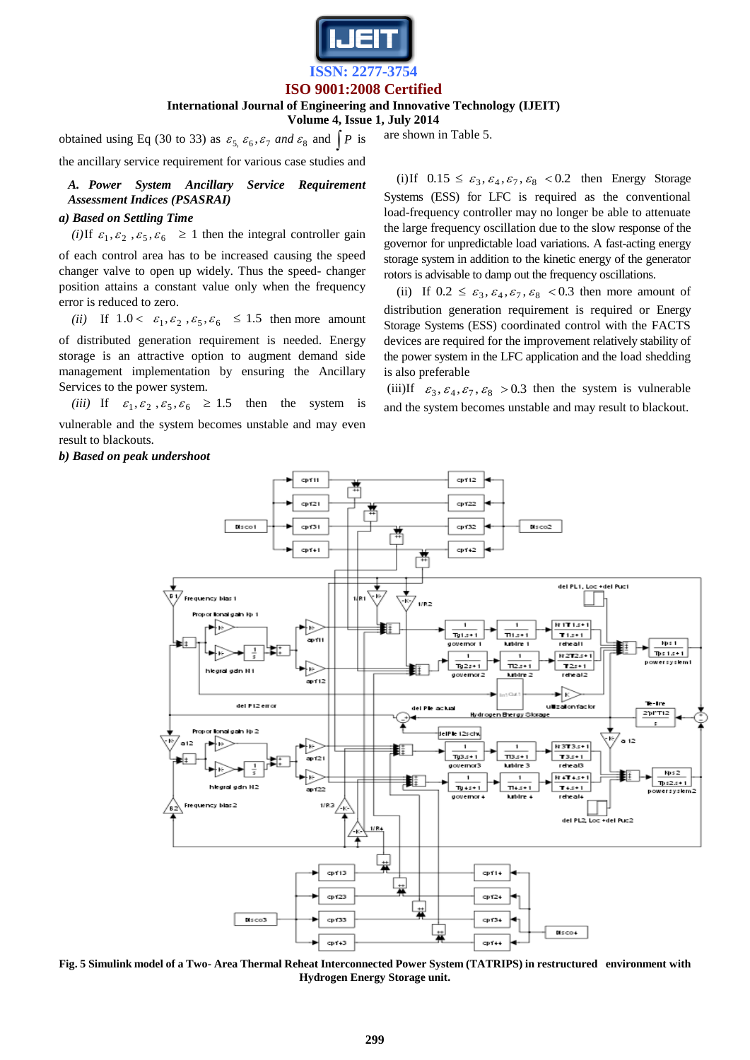obtained using Eq (30 to 33) as $\varepsilon_5, \varepsilon_6, \varepsilon_7$ *and* $\varepsilon_8$ and $\int P$ is the ancillary service requirement for various case studies and are shown in Table 5.

### A. Power System Ancillary Service Requirement Assessment Indices (PSASRAI)

***a) Based on Settling Time***

*(i)*If $\varepsilon_1, \varepsilon_2, \varepsilon_5, \varepsilon_6 \geq 1$ then the integral controller gain of each control area has to be increased causing the speed changer valve to open up widely. Thus the speed- changer position attains a constant value only when the frequency error is reduced to zero.

*(ii)* If $1.0 < \varepsilon_1, \varepsilon_2, \varepsilon_5, \varepsilon_6 \leq 1.5$ then more amount of distributed generation requirement is needed. Energy storage is an attractive option to augment demand side management implementation by ensuring the Ancillary Services to the power system.

*(iii)* If $\varepsilon_1, \varepsilon_2, \varepsilon_5, \varepsilon_6 \geq 1.5$ then the system is vulnerable and the system becomes unstable and may even result to blackouts.

***b) Based on peak undershoot***

(i)If $0.15 \leq \varepsilon_3, \varepsilon_4, \varepsilon_7, \varepsilon_8 < 0.2$ then Energy Storage Systems (ESS) for LFC is required as the conventional load-frequency controller may no longer be able to attenuate the large frequency oscillation due to the slow response of the governor for unpredictable load variations. A fast-acting energy storage system in addition to the kinetic energy of the generator rotors is advisable to damp out the frequency oscillations.

(ii) If $0.2 \leq \varepsilon_3, \varepsilon_4, \varepsilon_7, \varepsilon_8 < 0.3$ then more amount of distribution generation requirement is required or Energy Storage Systems (ESS) coordinated control with the FACTS devices are required for the improvement relatively stability of the power system in the LFC application and the load shedding is also preferable

(iii)If $\varepsilon_3, \varepsilon_4, \varepsilon_7, \varepsilon_8 > 0.3$ then the system is vulnerable and the system becomes unstable and may result to blackout.

**Fig. 5 Simulink model of a Two- Area Thermal Reheat Interconnected Power System (TATRIPS) in restructured environment with Hydrogen Energy Storage unit.**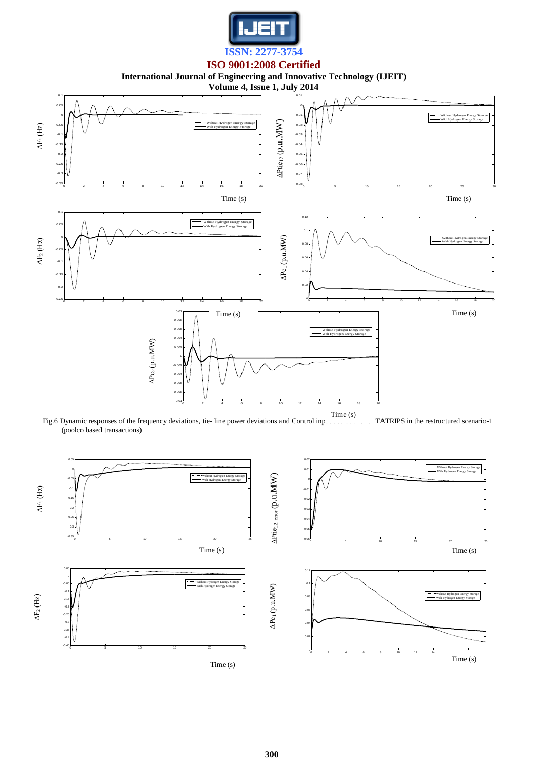Fig.6 Dynamic responses of the frequency deviations, tie- line power deviations and Control input deviations for TATRIPS in the restructured scenario-1 (poolco based transactions)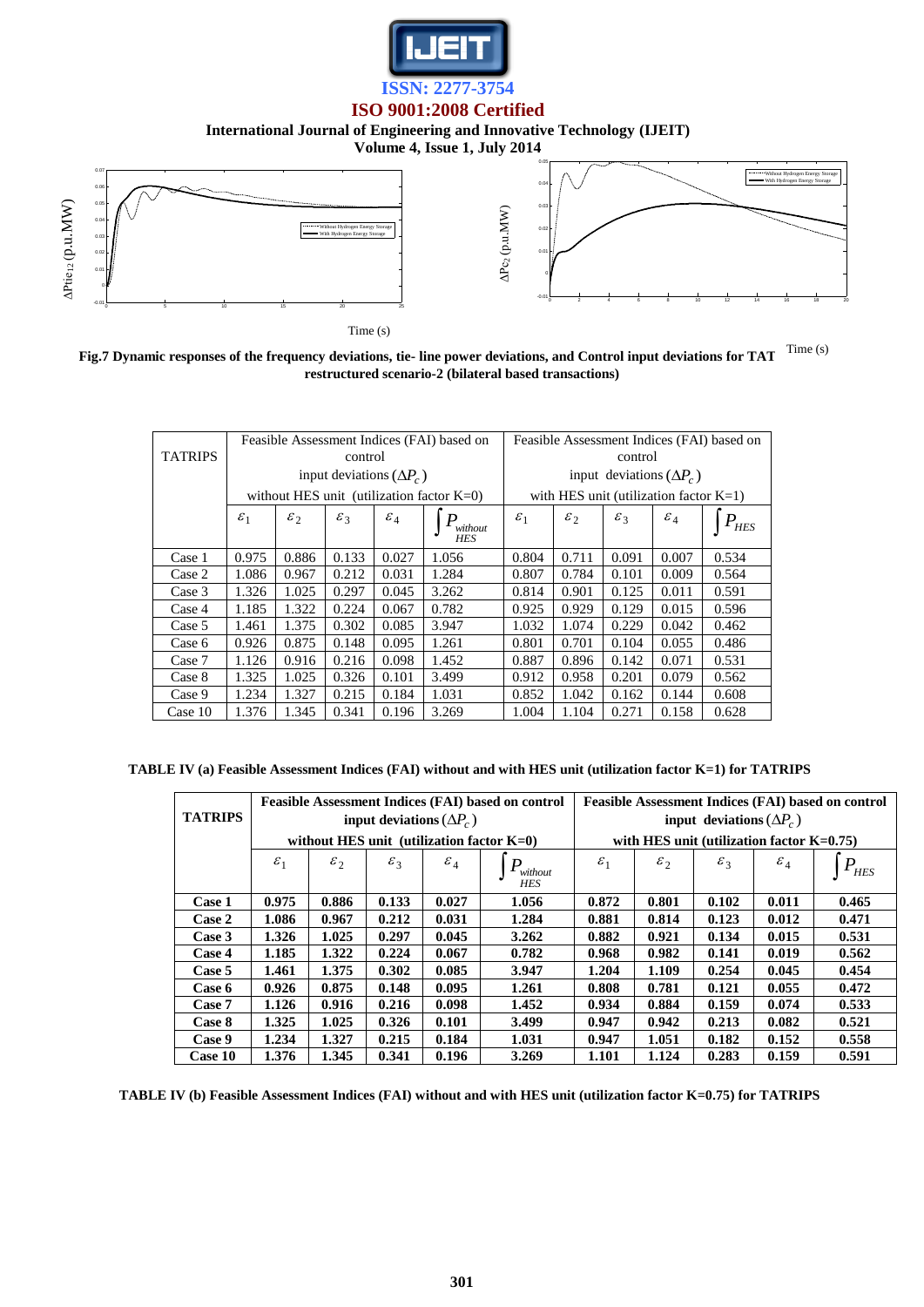Time (s)

Time (s)

**Fig.7 Dynamic responses of the frequency deviations, tie- line power deviations, and Control input deviations for TAT restructured scenario-2 (bilateral based transactions)**

| TATRIPS | Feasible Assessment Indices (FAI) based on control input deviations $(\Delta P_c)$ without HES unit (utilization factor K=0) | | | | | Feasible Assessment Indices (FAI) based on control input deviations $(\Delta P_c)$ with HES unit (utilization factor K=1) | | | | |
|---|---|---|---|---|---|---|---|---|---|---|
| | $\varepsilon_1$ | $\varepsilon_2$ | $\varepsilon_3$ | $\varepsilon_4$ | $\int P_{without\ HES}$ | $\varepsilon_1$ | $\varepsilon_2$ | $\varepsilon_3$ | $\varepsilon_4$ | $\int P_{HES}$ |
| Case 1 | 0.975 | 0.886 | 0.133 | 0.027 | 1.056 | 0.804 | 0.711 | 0.091 | 0.007 | 0.534 |
| Case 2 | 1.086 | 0.967 | 0.212 | 0.031 | 1.284 | 0.807 | 0.784 | 0.101 | 0.009 | 0.564 |
| Case 3 | 1.326 | 1.025 | 0.297 | 0.045 | 3.262 | 0.814 | 0.901 | 0.125 | 0.011 | 0.591 |
| Case 4 | 1.185 | 1.322 | 0.224 | 0.067 | 0.782 | 0.925 | 0.929 | 0.129 | 0.015 | 0.596 |
| Case 5 | 1.461 | 1.375 | 0.302 | 0.085 | 3.947 | 1.032 | 1.074 | 0.229 | 0.042 | 0.462 |
| Case 6 | 0.926 | 0.875 | 0.148 | 0.095 | 1.261 | 0.801 | 0.701 | 0.104 | 0.055 | 0.486 |
| Case 7 | 1.126 | 0.916 | 0.216 | 0.098 | 1.452 | 0.887 | 0.896 | 0.142 | 0.071 | 0.531 |
| Case 8 | 1.325 | 1.025 | 0.326 | 0.101 | 3.499 | 0.912 | 0.958 | 0.201 | 0.079 | 0.562 |
| Case 9 | 1.234 | 1.327 | 0.215 | 0.184 | 1.031 | 0.852 | 1.042 | 0.162 | 0.144 | 0.608 |
| Case 10 | 1.376 | 1.345 | 0.341 | 0.196 | 3.269 | 1.004 | 1.104 | 0.271 | 0.158 | 0.628 |

**TABLE IV (a) Feasible Assessment Indices (FAI) without and with HES unit (utilization factor K=1) for TATRIPS**

| **TATRIPS** | **Feasible Assessment Indices (FAI) based on control input deviations $(\Delta P_c)$ without HES unit (utilization factor K=0)** | | | | | **Feasible Assessment Indices (FAI) based on control input deviations $(\Delta P_c)$ with HES unit (utilization factor K=0.75)** | | | | |
|---|---|---|---|---|---|---|---|---|---|---|
| | $\varepsilon_1$ | $\varepsilon_2$ | $\varepsilon_3$ | $\varepsilon_4$ | $\int P_{without\ HES}$ | $\varepsilon_1$ | $\varepsilon_2$ | $\varepsilon_3$ | $\varepsilon_4$ | $\int P_{HES}$ |
| **Case 1** | **0.975** | **0.886** | **0.133** | **0.027** | **1.056** | **0.872** | **0.801** | **0.102** | **0.011** | **0.465** |
| **Case 2** | **1.086** | **0.967** | **0.212** | **0.031** | **1.284** | **0.881** | **0.814** | **0.123** | **0.012** | **0.471** |
| **Case 3** | **1.326** | **1.025** | **0.297** | **0.045** | **3.262** | **0.882** | **0.921** | **0.134** | **0.015** | **0.531** |
| **Case 4** | **1.185** | **1.322** | **0.224** | **0.067** | **0.782** | **0.968** | **0.982** | **0.141** | **0.019** | **0.562** |
| **Case 5** | **1.461** | **1.375** | **0.302** | **0.085** | **3.947** | **1.204** | **1.109** | **0.254** | **0.045** | **0.454** |
| **Case 6** | **0.926** | **0.875** | **0.148** | **0.095** | **1.261** | **0.808** | **0.781** | **0.121** | **0.055** | **0.472** |
| **Case 7** | **1.126** | **0.916** | **0.216** | **0.098** | **1.452** | **0.934** | **0.884** | **0.159** | **0.074** | **0.533** |
| **Case 8** | **1.325** | **1.025** | **0.326** | **0.101** | **3.499** | **0.947** | **0.942** | **0.213** | **0.082** | **0.521** |
| **Case 9** | **1.234** | **1.327** | **0.215** | **0.184** | **1.031** | **0.947** | **1.051** | **0.182** | **0.152** | **0.558** |
| **Case 10** | **1.376** | **1.345** | **0.341** | **0.196** | **3.269** | **1.101** | **1.124** | **0.283** | **0.159** | **0.591** |

**TABLE IV (b) Feasible Assessment Indices (FAI) without and with HES unit (utilization factor K=0.75) for TATRIPS**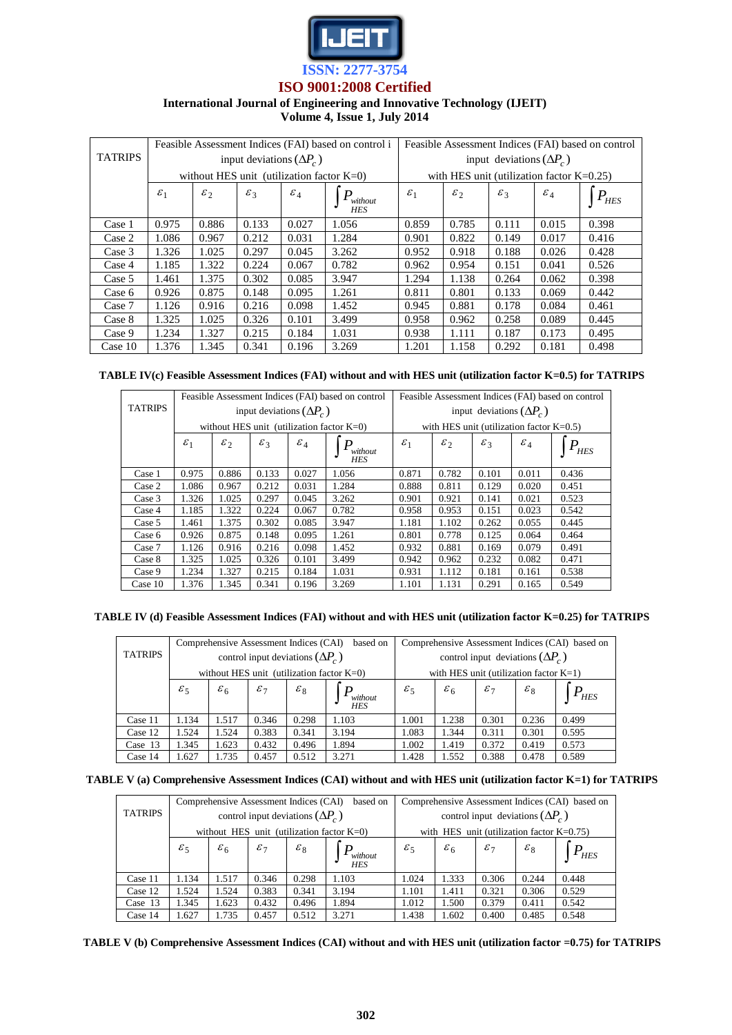| TATRIPS | Feasible Assessment Indices (FAI) based on control i input deviations $(\Delta P_c)$ without HES unit (utilization factor K=0) | | | | | Feasible Assessment Indices (FAI) based on control input deviations $(\Delta P_c)$ with HES unit (utilization factor K=0.25) | | | | |
|---|---|---|---|---|---|---|---|---|---|---|
| | $\varepsilon_1$ | $\varepsilon_2$ | $\varepsilon_3$ | $\varepsilon_4$ | $\int P_{without\ HES}$ | $\varepsilon_1$ | $\varepsilon_2$ | $\varepsilon_3$ | $\varepsilon_4$ | $\int P_{HES}$ |
| Case 1 | 0.975 | 0.886 | 0.133 | 0.027 | 1.056 | 0.859 | 0.785 | 0.111 | 0.015 | 0.398 |
| Case 2 | 1.086 | 0.967 | 0.212 | 0.031 | 1.284 | 0.901 | 0.822 | 0.149 | 0.017 | 0.416 |
| Case 3 | 1.326 | 1.025 | 0.297 | 0.045 | 3.262 | 0.952 | 0.918 | 0.188 | 0.026 | 0.428 |
| Case 4 | 1.185 | 1.322 | 0.224 | 0.067 | 0.782 | 0.962 | 0.954 | 0.151 | 0.041 | 0.526 |
| Case 5 | 1.461 | 1.375 | 0.302 | 0.085 | 3.947 | 1.294 | 1.138 | 0.264 | 0.062 | 0.398 |
| Case 6 | 0.926 | 0.875 | 0.148 | 0.095 | 1.261 | 0.811 | 0.801 | 0.133 | 0.069 | 0.442 |
| Case 7 | 1.126 | 0.916 | 0.216 | 0.098 | 1.452 | 0.945 | 0.881 | 0.178 | 0.084 | 0.461 |
| Case 8 | 1.325 | 1.025 | 0.326 | 0.101 | 3.499 | 0.958 | 0.962 | 0.258 | 0.089 | 0.445 |
| Case 9 | 1.234 | 1.327 | 0.215 | 0.184 | 1.031 | 0.938 | 1.111 | 0.187 | 0.173 | 0.495 |
| Case 10 | 1.376 | 1.345 | 0.341 | 0.196 | 3.269 | 1.201 | 1.158 | 0.292 | 0.181 | 0.498 |

**TABLE IV(c) Feasible Assessment Indices (FAI) without and with HES unit (utilization factor K=0.5) for TATRIPS**

| TATRIPS | Feasible Assessment Indices (FAI) based on control input deviations $(\Delta P_c)$ without HES unit (utilization factor K=0) | | | | | Feasible Assessment Indices (FAI) based on control input deviations $(\Delta P_c)$ with HES unit (utilization factor K=0.5) | | | | |
|---|---|---|---|---|---|---|---|---|---|---|
| | $\varepsilon_1$ | $\varepsilon_2$ | $\varepsilon_3$ | $\varepsilon_4$ | $\int P_{without\ HES}$ | $\varepsilon_1$ | $\varepsilon_2$ | $\varepsilon_3$ | $\varepsilon_4$ | $\int P_{HES}$ |
| Case 1 | 0.975 | 0.886 | 0.133 | 0.027 | 1.056 | 0.871 | 0.782 | 0.101 | 0.011 | 0.436 |
| Case 2 | 1.086 | 0.967 | 0.212 | 0.031 | 1.284 | 0.888 | 0.811 | 0.129 | 0.020 | 0.451 |
| Case 3 | 1.326 | 1.025 | 0.297 | 0.045 | 3.262 | 0.901 | 0.921 | 0.141 | 0.021 | 0.523 |
| Case 4 | 1.185 | 1.322 | 0.224 | 0.067 | 0.782 | 0.958 | 0.953 | 0.151 | 0.023 | 0.542 |
| Case 5 | 1.461 | 1.375 | 0.302 | 0.085 | 3.947 | 1.181 | 1.102 | 0.262 | 0.055 | 0.445 |
| Case 6 | 0.926 | 0.875 | 0.148 | 0.095 | 1.261 | 0.801 | 0.778 | 0.125 | 0.064 | 0.464 |
| Case 7 | 1.126 | 0.916 | 0.216 | 0.098 | 1.452 | 0.932 | 0.881 | 0.169 | 0.079 | 0.491 |
| Case 8 | 1.325 | 1.025 | 0.326 | 0.101 | 3.499 | 0.942 | 0.962 | 0.232 | 0.082 | 0.471 |
| Case 9 | 1.234 | 1.327 | 0.215 | 0.184 | 1.031 | 0.931 | 1.112 | 0.181 | 0.161 | 0.538 |
| Case 10 | 1.376 | 1.345 | 0.341 | 0.196 | 3.269 | 1.101 | 1.131 | 0.291 | 0.165 | 0.549 |

**TABLE IV (d) Feasible Assessment Indices (FAI) without and with HES unit (utilization factor K=0.25) for TATRIPS**

| TATRIPS | Comprehensive Assessment Indices (CAI) based on control input deviations $(\Delta P_c)$ without HES unit (utilization factor K=0) | | | | | Comprehensive Assessment Indices (CAI) based on control input deviations $(\Delta P_c)$ with HES unit (utilization factor K=1) | | | | |
|---|---|---|---|---|---|---|---|---|---|---|
| | $\varepsilon_5$ | $\varepsilon_6$ | $\varepsilon_7$ | $\varepsilon_8$ | $\int P_{without\ HES}$ | $\varepsilon_5$ | $\varepsilon_6$ | $\varepsilon_7$ | $\varepsilon_8$ | $\int P_{HES}$ |
| Case 11 | 1.134 | 1.517 | 0.346 | 0.298 | 1.103 | 1.001 | 1.238 | 0.301 | 0.236 | 0.499 |
| Case 12 | 1.524 | 1.524 | 0.383 | 0.341 | 3.194 | 1.083 | 1.344 | 0.311 | 0.301 | 0.595 |
| Case 13 | 1.345 | 1.623 | 0.432 | 0.496 | 1.894 | 1.002 | 1.419 | 0.372 | 0.419 | 0.573 |
| Case 14 | 1.627 | 1.735 | 0.457 | 0.512 | 3.271 | 1.428 | 1.552 | 0.388 | 0.478 | 0.589 |

**TABLE V (a) Comprehensive Assessment Indices (CAI) without and with HES unit (utilization factor K=1) for TATRIPS**

| TATRIPS | Comprehensive Assessment Indices (CAI) based on control input deviations $(\Delta P_c)$ without HES unit (utilization factor K=0) | | | | | Comprehensive Assessment Indices (CAI) based on control input deviations $(\Delta P_c)$ with HES unit (utilization factor K=0.75) | | | | |
|---|---|---|---|---|---|---|---|---|---|---|
| | $\varepsilon_5$ | $\varepsilon_6$ | $\varepsilon_7$ | $\varepsilon_8$ | $\int P_{without\ HES}$ | $\varepsilon_5$ | $\varepsilon_6$ | $\varepsilon_7$ | $\varepsilon_8$ | $\int P_{HES}$ |
| Case 11 | 1.134 | 1.517 | 0.346 | 0.298 | 1.103 | 1.024 | 1.333 | 0.306 | 0.244 | 0.448 |
| Case 12 | 1.524 | 1.524 | 0.383 | 0.341 | 3.194 | 1.101 | 1.411 | 0.321 | 0.306 | 0.529 |
| Case 13 | 1.345 | 1.623 | 0.432 | 0.496 | 1.894 | 1.012 | 1.500 | 0.379 | 0.411 | 0.542 |
| Case 14 | 1.627 | 1.735 | 0.457 | 0.512 | 3.271 | 1.438 | 1.602 | 0.400 | 0.485 | 0.548 |

**TABLE V (b) Comprehensive Assessment Indices (CAI) without and with HES unit (utilization factor =0.75) for TATRIPS**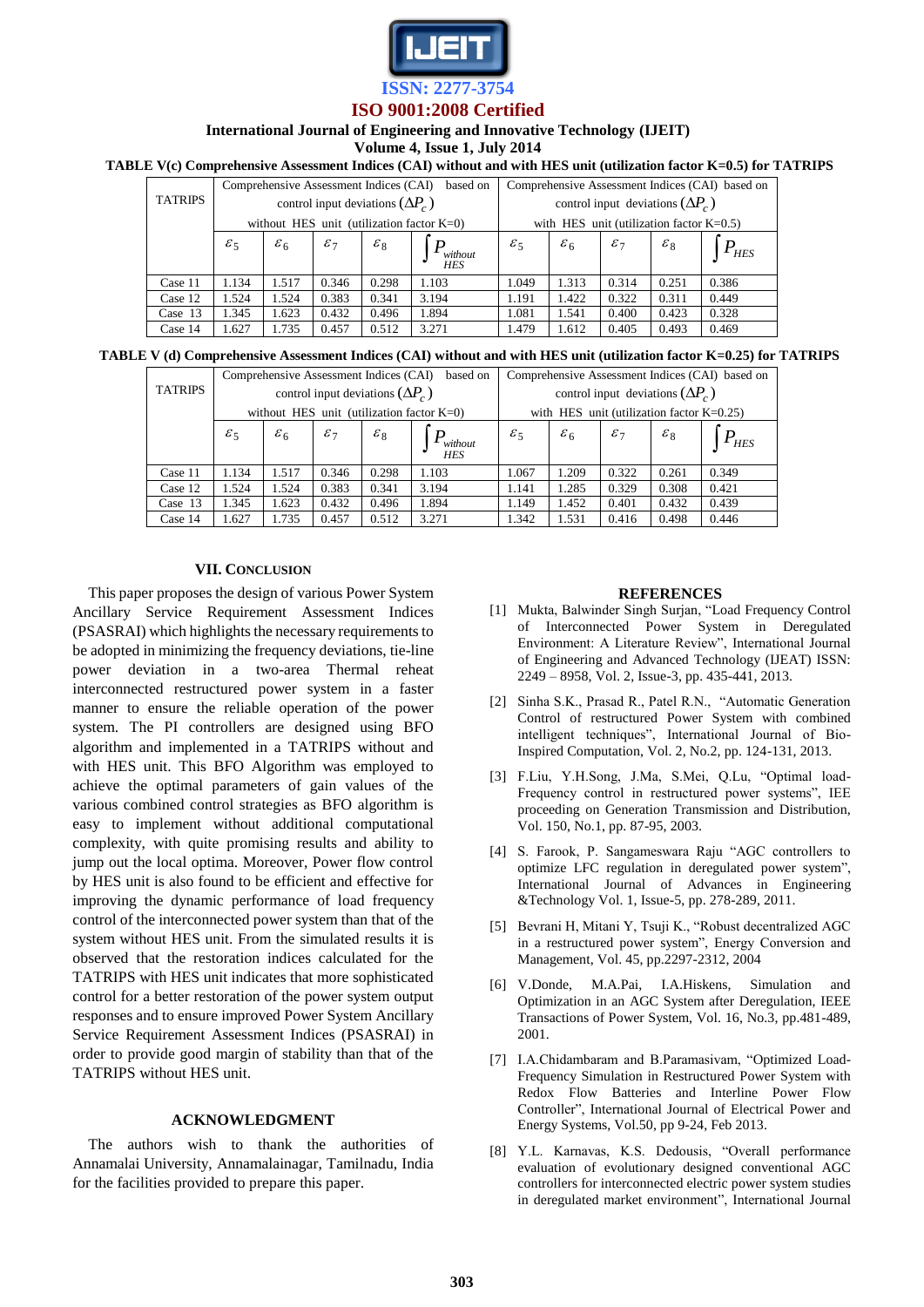**TABLE V(c) Comprehensive Assessment Indices (CAI) without and with HES unit (utilization factor K=0.5) for TATRIPS**

| TATRIPS | Comprehensive Assessment Indices (CAI) based on control input deviations $(\Delta P_c)$ without HES unit (utilization factor K=0) | | | | | Comprehensive Assessment Indices (CAI) based on control input deviations $(\Delta P_c)$ with HES unit (utilization factor K=0.5) | | | | |
|---|---|---|---|---|---|---|---|---|---|---|
| | $\varepsilon_5$ | $\varepsilon_6$ | $\varepsilon_7$ | $\varepsilon_8$ | $\int P_{without\ HES}$ | $\varepsilon_5$ | $\varepsilon_6$ | $\varepsilon_7$ | $\varepsilon_8$ | $\int P_{HES}$ |
| Case 11 | 1.134 | 1.517 | 0.346 | 0.298 | 1.103 | 1.049 | 1.313 | 0.314 | 0.251 | 0.386 |
| Case 12 | 1.524 | 1.524 | 0.383 | 0.341 | 3.194 | 1.191 | 1.422 | 0.322 | 0.311 | 0.449 |
| Case 13 | 1.345 | 1.623 | 0.432 | 0.496 | 1.894 | 1.081 | 1.541 | 0.400 | 0.423 | 0.328 |
| Case 14 | 1.627 | 1.735 | 0.457 | 0.512 | 3.271 | 1.479 | 1.612 | 0.405 | 0.493 | 0.469 |

**TABLE V (d) Comprehensive Assessment Indices (CAI) without and with HES unit (utilization factor K=0.25) for TATRIPS**

| TATRIPS | Comprehensive Assessment Indices (CAI) based on control input deviations $(\Delta P_c)$ without HES unit (utilization factor K=0) | | | | | Comprehensive Assessment Indices (CAI) based on control input deviations $(\Delta P_c)$ with HES unit (utilization factor K=0.25) | | | | |
|---|---|---|---|---|---|---|---|---|---|---|
| | $\varepsilon_5$ | $\varepsilon_6$ | $\varepsilon_7$ | $\varepsilon_8$ | $\int P_{without\ HES}$ | $\varepsilon_5$ | $\varepsilon_6$ | $\varepsilon_7$ | $\varepsilon_8$ | $\int P_{HES}$ |
| Case 11 | 1.134 | 1.517 | 0.346 | 0.298 | 1.103 | 1.067 | 1.209 | 0.322 | 0.261 | 0.349 |
| Case 12 | 1.524 | 1.524 | 0.383 | 0.341 | 3.194 | 1.141 | 1.285 | 0.329 | 0.308 | 0.421 |
| Case 13 | 1.345 | 1.623 | 0.432 | 0.496 | 1.894 | 1.149 | 1.452 | 0.401 | 0.432 | 0.439 |
| Case 14 | 1.627 | 1.735 | 0.457 | 0.512 | 3.271 | 1.342 | 1.531 | 0.416 | 0.498 | 0.446 |

## VII. Conclusion

This paper proposes the design of various Power System Ancillary Service Requirement Assessment Indices (PSASRAI) which highlights the necessary requirements to be adopted in minimizing the frequency deviations, tie-line power deviation in a two-area Thermal reheat interconnected restructured power system in a faster manner to ensure the reliable operation of the power system. The PI controllers are designed using BFO algorithm and implemented in a TATRIPS without and with HES unit. This BFO Algorithm was employed to achieve the optimal parameters of gain values of the various combined control strategies as BFO algorithm is easy to implement without additional computational complexity, with quite promising results and ability to jump out the local optima. Moreover, Power flow control by HES unit is also found to be efficient and effective for improving the dynamic performance of load frequency control of the interconnected power system than that of the system without HES unit. From the simulated results it is observed that the restoration indices calculated for the TATRIPS with HES unit indicates that more sophisticated control for a better restoration of the power system output responses and to ensure improved Power System Ancillary Service Requirement Assessment Indices (PSASRAI) in order to provide good margin of stability than that of the TATRIPS without HES unit.

## ACKNOWLEDGMENT

The authors wish to thank the authorities of Annamalai University, Annamalainagar, Tamilnadu, India for the facilities provided to prepare this paper.

## REFERENCES

[1] Mukta, Balwinder Singh Surjan, "Load Frequency Control of Interconnected Power System in Deregulated Environment: A Literature Review", International Journal of Engineering and Advanced Technology (IJEAT) ISSN: 2249 – 8958, Vol. 2, Issue-3, pp. 435-441, 2013.

[2] Sinha S.K., Prasad R., Patel R.N., "Automatic Generation Control of restructured Power System with combined intelligent techniques", International Journal of Bio-Inspired Computation, Vol. 2, No.2, pp. 124-131, 2013.

[3] F.Liu, Y.H.Song, J.Ma, S.Mei, Q.Lu, "Optimal load-Frequency control in restructured power systems", IEE proceeding on Generation Transmission and Distribution, Vol. 150, No.1, pp. 87-95, 2003.

[4] S. Farook, P. Sangameswara Raju "AGC controllers to optimize LFC regulation in deregulated power system", International Journal of Advances in Engineering &Technology Vol. 1, Issue-5, pp. 278-289, 2011.

[5] Bevrani H, Mitani Y, Tsuji K., "Robust decentralized AGC in a restructured power system", Energy Conversion and Management, Vol. 45, pp.2297-2312, 2004

[6] V.Donde, M.A.Pai, I.A.Hiskens, Simulation and Optimization in an AGC System after Deregulation, IEEE Transactions of Power System, Vol. 16, No.3, pp.481-489, 2001.

[7] I.A.Chidambaram and B.Paramasivam, "Optimized Load-Frequency Simulation in Restructured Power System with Redox Flow Batteries and Interline Power Flow Controller", International Journal of Electrical Power and Energy Systems, Vol.50, pp 9-24, Feb 2013.

[8] Y.L. Karnavas, K.S. Dedousis, "Overall performance evaluation of evolutionary designed conventional AGC controllers for interconnected electric power system studies in deregulated market environment", International Journal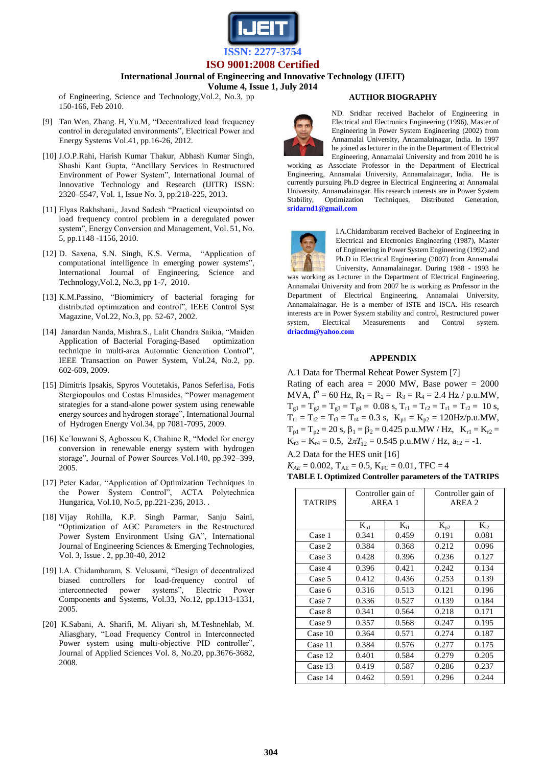of Engineering, Science and Technology,Vol.2, No.3, pp 150-166, Feb 2010.

[9] Tan Wen, Zhang. H, Yu.M, "Decentralized load frequency control in deregulated environments", Electrical Power and Energy Systems Vol.41, pp.16-26, 2012.

[10] J.O.P.Rahi, Harish Kumar Thakur, Abhash Kumar Singh, Shashi Kant Gupta, "Ancillary Services in Restructured Environment of Power System", International Journal of Innovative Technology and Research (IJITR) ISSN: 2320–5547, Vol. 1, Issue No. 3, pp.218-225, 2013.

[11] Elyas Rakhshani,, Javad Sadesh "Practical viewpointsd on load frequency control problem in a deregulated power system", Energy Conversion and Management, Vol. 51, No. 5, pp.1148 -1156, 2010.

[12] D. Saxena, S.N. Singh, K.S. Verma, "Application of computational intelligence in emerging power systems", International Journal of Engineering, Science and Technology,Vol.2, No.3, pp 1-7, 2010.

[13] K.M.Passino, "Biomimicry of bacterial foraging for distributed optimization and control", IEEE Control Syst Magazine, Vol.22, No.3, pp. 52-67, 2002.

[14] Janardan Nanda, Mishra.S., Lalit Chandra Saikia, "Maiden Application of Bacterial Foraging-Based optimization technique in multi-area Automatic Generation Control", IEEE Transaction on Power System, Vol.24, No.2, pp. 602-609, 2009.

[15] Dimitris Ipsakis, Spyros Voutetakis, Panos Seferlisa, Fotis Stergiopoulos and Costas Elmasides, "Power management strategies for a stand-alone power system using renewable energy sources and hydrogen storage", International Journal of Hydrogen Energy Vol.34, pp 7081-7095, 2009.

[16] Ke´louwani S, Agbossou K, Chahine R, "Model for energy conversion in renewable energy system with hydrogen storage", Journal of Power Sources Vol.140, pp.392–399, 2005.

[17] Peter Kadar, "Application of Optimization Techniques in the Power System Control", ACTA Polytechnica Hungarica, Vol.10, No.5, pp.221-236, 2013. .

[18] Vijay Rohilla, K.P. Singh Parmar, Sanju Saini, "Optimization of AGC Parameters in the Restructured Power System Environment Using GA", International Journal of Engineering Sciences & Emerging Technologies, Vol. 3, Issue . 2, pp.30-40, 2012

[19] I.A. Chidambaram, S. Velusami, "Design of decentralized biased controllers for load-frequency control of interconnected power systems", Electric Power Components and Systems, Vol.33, No.12, pp.1313-1331, 2005.

[20] K.Sabani, A. Sharifi, M. Aliyari sh, M.Teshnehlab, M. Aliasghary, "Load Frequency Control in Interconnected Power system using multi-objective PID controller", Journal of Applied Sciences Vol. 8, No.20, pp.3676-3682, 2008.

## AUTHOR BIOGRAPHY

ND. Sridhar received Bachelor of Engineering in Electrical and Electronics Engineering (1996), Master of Engineering in Power System Engineering (2002) from Annamalai University, Annamalainagar, India. In 1997 he joined as lecturer in the in the Department of Electrical Engineering, Annamalai University and from 2010 he is working as Associate Professor in the Department of Electrical Engineering, Annamalai University, Annamalainagar, India. He is currently pursuing Ph.D degree in Electrical Engineering at Annamalai University, Annamalainagar. His research interests are in Power System Stability, Optimization Techniques, Distributed Generation, **sridarnd1@gmail.com**

I.A.Chidambaram received Bachelor of Engineering in Electrical and Electronics Engineering (1987), Master of Engineering in Power System Engineering (1992) and Ph.D in Electrical Engineering (2007) from Annamalai University, Annamalainagar. During 1988 - 1993 he was working as Lecturer in the Department of Electrical Engineering, Annamalai University and from 2007 he is working as Professor in the Department of Electrical Engineering, Annamalai University, Annamalainagar. He is a member of ISTE and ISCA. His research interests are in Power System stability and control, Restructured power system, Electrical Measurements and Control system. **driacdm@yahoo.com**

## APPENDIX

A.1 Data for Thermal Reheat Power System [7]

Rating of each area = 2000 MW, Base power = 2000 MVA, $f^o$ = 60 Hz, $R_1 = R_2 = R_3 = R_4$ = 2.4 Hz / p.u.MW, $T_{g1} = T_{g2} = T_{g3} = T_{g4}$ = 0.08 s, $T_{r1} = T_{r2} = T_{r1} = T_{r2}$ = 10 s, $T_{t1} = T_{t2} = T_{t3} = T_{t4}$ = 0.3 s, $K_{p1} = K_{p2}$ = 120Hz/p.u.MW, $T_{p1} = T_{p2}$ = 20 s, $\beta_1 = \beta_2$ = 0.425 p.u.MW / Hz, $K_{r1} = K_{r2} = K_{r3} = K_{r4}$ = 0.5, $2\pi T_{12}$ = 0.545 p.u.MW / Hz, $a_{12}$ = -1.

A.2 Data for the HES unit [16]

$K_{AE}$ = 0.002, $T_{AE}$ = 0.5, $K_{FC}$ = 0.01, TFC = 4

**TABLE I. Optimized Controller parameters of the TATRIPS**

| TATRIPS | Controller gain of AREA 1 | | Controller gain of AREA 2 | |
|---|---|---|---|---|
| | $K_{p1}$ | $K_{i1}$ | $K_{p2}$ | $K_{i2}$ |
| Case 1 | 0.341 | 0.459 | 0.191 | 0.081 |
| Case 2 | 0.384 | 0.368 | 0.212 | 0.096 |
| Case 3 | 0.428 | 0.396 | 0.236 | 0.127 |
| Case 4 | 0.396 | 0.421 | 0.242 | 0.134 |
| Case 5 | 0.412 | 0.436 | 0.253 | 0.139 |
| Case 6 | 0.316 | 0.513 | 0.121 | 0.196 |
| Case 7 | 0.336 | 0.527 | 0.139 | 0.184 |
| Case 8 | 0.341 | 0.564 | 0.218 | 0.171 |
| Case 9 | 0.357 | 0.568 | 0.247 | 0.195 |
| Case 10 | 0.364 | 0.571 | 0.274 | 0.187 |
| Case 11 | 0.384 | 0.576 | 0.277 | 0.175 |
| Case 12 | 0.401 | 0.584 | 0.279 | 0.205 |
| Case 13 | 0.419 | 0.587 | 0.286 | 0.237 |
| Case 14 | 0.462 | 0.591 | 0.296 | 0.244 |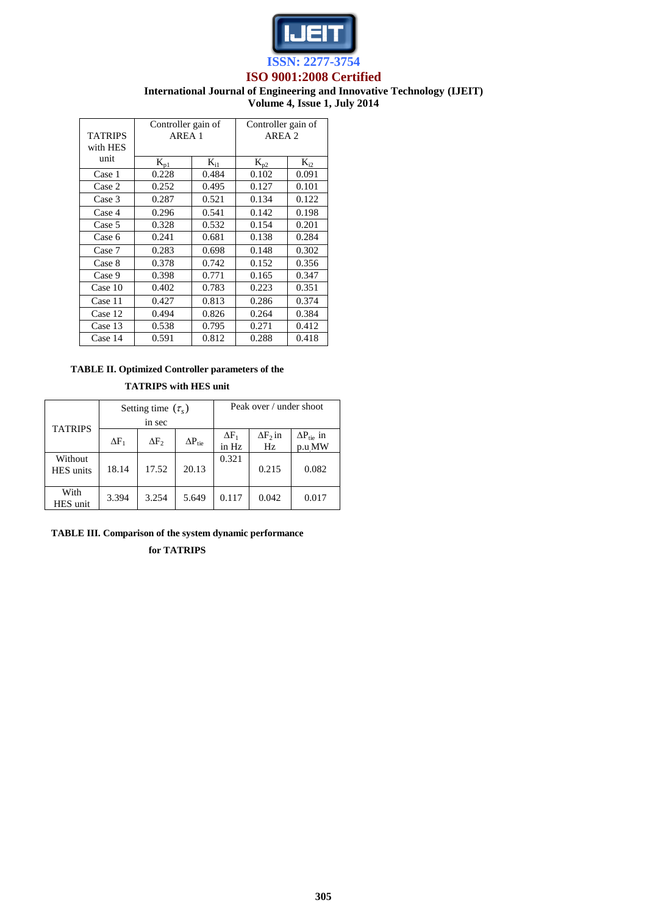| TATRIPS with HES unit | Controller gain of AREA 1 | | Controller gain of AREA 2 | |
|---|---|---|---|---|
| | $K_{p1}$ | $K_{i1}$ | $K_{p2}$ | $K_{i2}$ |
| Case 1 | 0.228 | 0.484 | 0.102 | 0.091 |
| Case 2 | 0.252 | 0.495 | 0.127 | 0.101 |
| Case 3 | 0.287 | 0.521 | 0.134 | 0.122 |
| Case 4 | 0.296 | 0.541 | 0.142 | 0.198 |
| Case 5 | 0.328 | 0.532 | 0.154 | 0.201 |
| Case 6 | 0.241 | 0.681 | 0.138 | 0.284 |
| Case 7 | 0.283 | 0.698 | 0.148 | 0.302 |
| Case 8 | 0.378 | 0.742 | 0.152 | 0.356 |
| Case 9 | 0.398 | 0.771 | 0.165 | 0.347 |
| Case 10 | 0.402 | 0.783 | 0.223 | 0.351 |
| Case 11 | 0.427 | 0.813 | 0.286 | 0.374 |
| Case 12 | 0.494 | 0.826 | 0.264 | 0.384 |
| Case 13 | 0.538 | 0.795 | 0.271 | 0.412 |
| Case 14 | 0.591 | 0.812 | 0.288 | 0.418 |

**TABLE II. Optimized Controller parameters of the TATRIPS with HES unit**

| TATRIPS | Setting time $(\tau_s)$ in sec | | | Peak over / under shoot | | |
|---|---|---|---|---|---|---|
| | $\Delta F_1$ | $\Delta F_2$ | $\Delta P_{tie}$ | $\Delta F_1$ in Hz | $\Delta F_2$ in Hz | $\Delta P_{tie}$ in p.u MW |
| Without HES units | 18.14 | 17.52 | 20.13 | 0.321 | 0.215 | 0.082 |
| With HES unit | 3.394 | 3.254 | 5.649 | 0.117 | 0.042 | 0.017 |

**TABLE III. Comparison of the system dynamic performance for TATRIPS**